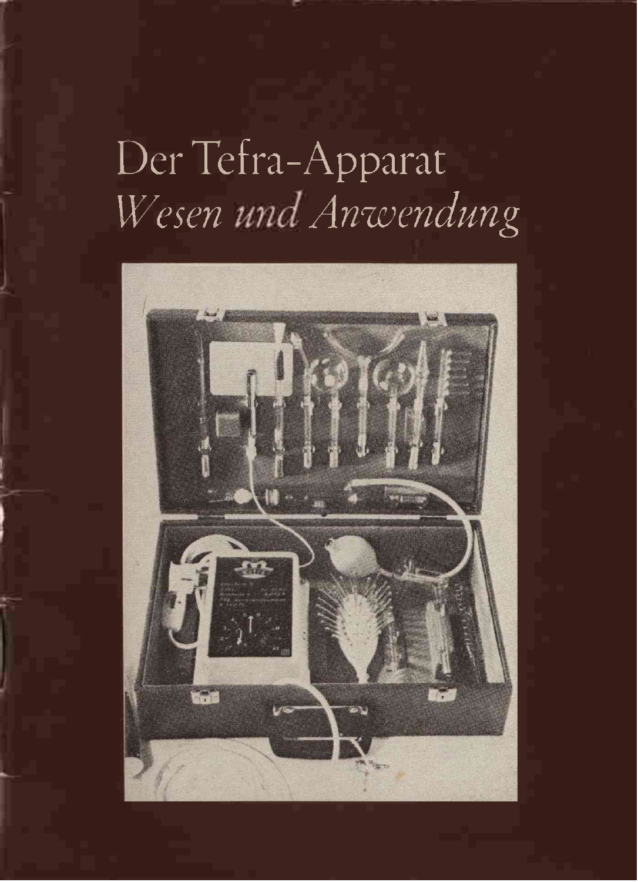# Der Tefra-Apparat

## *Wesen und Anwendung*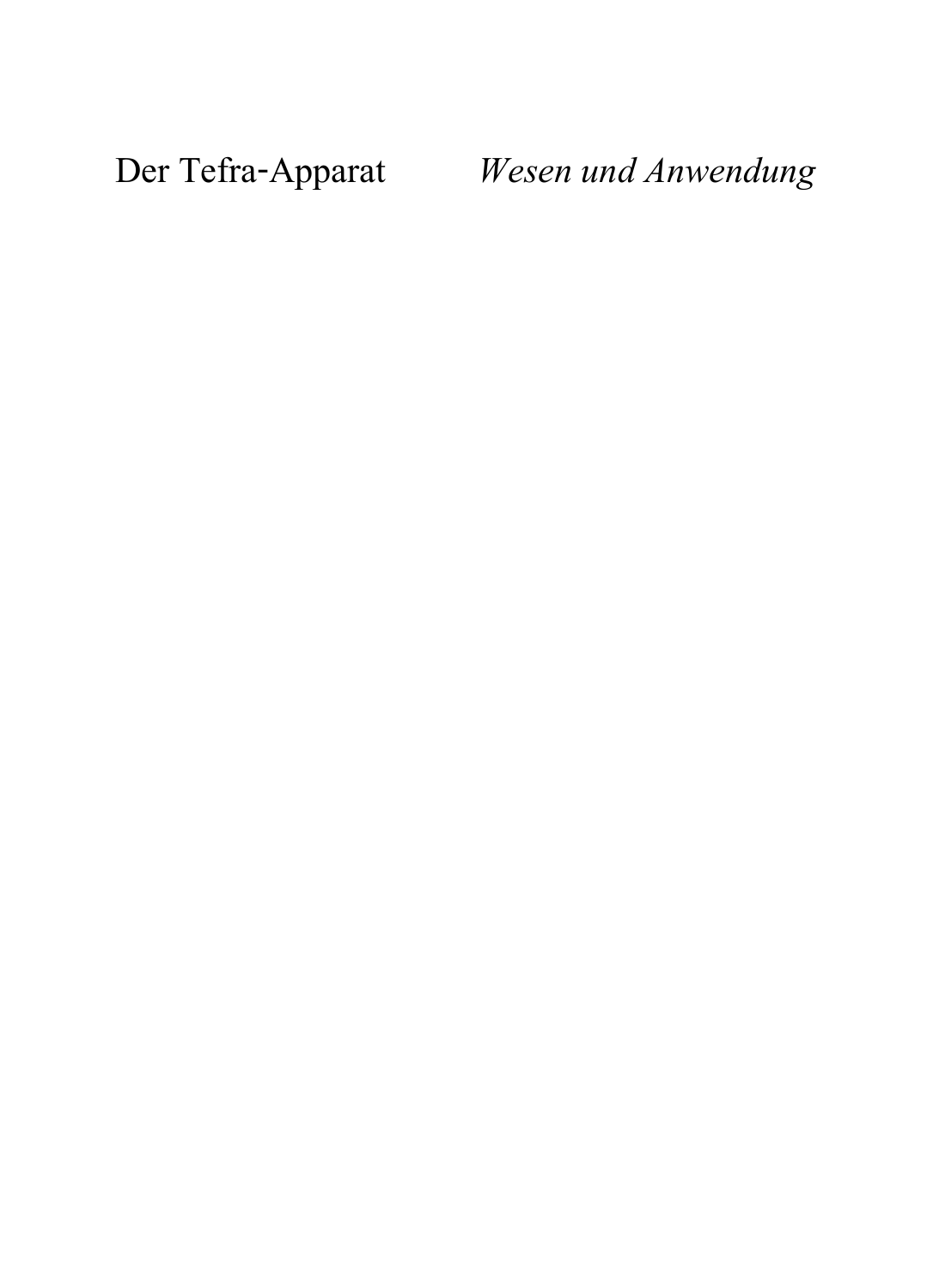Der Tefra-Apparat *Wesen und Anwendung*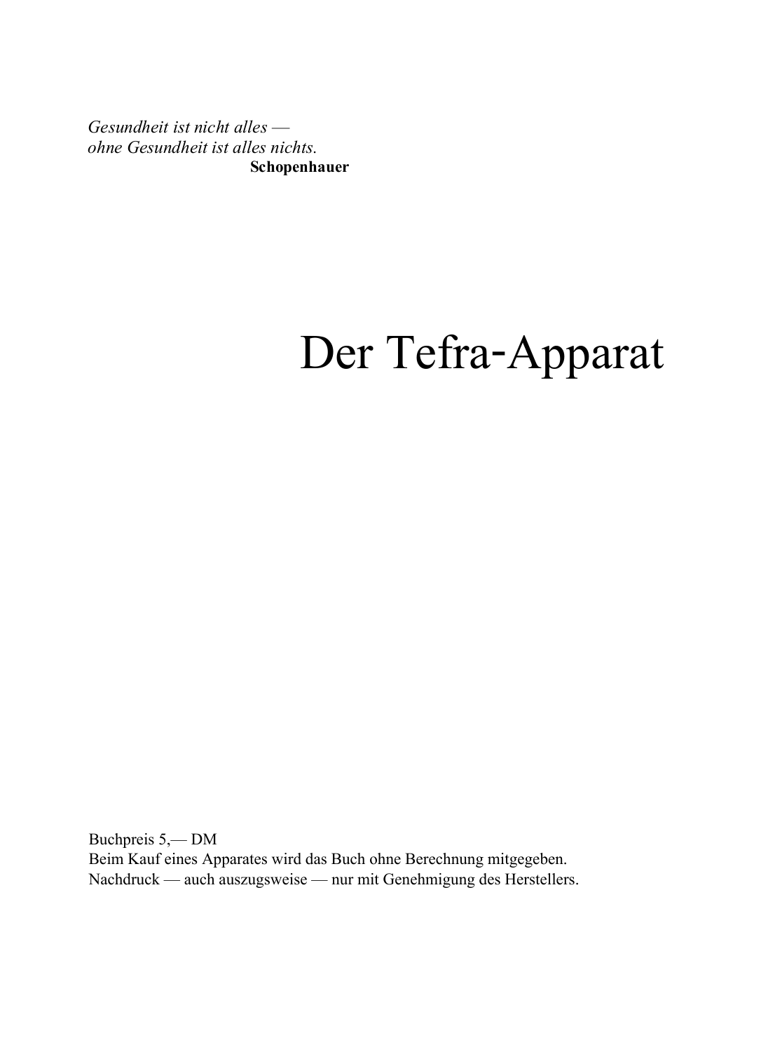*Gesundheit ist nicht alles —*
*ohne Gesundheit ist alles nichts.*
**Schopenhauer**

# Der Tefra-Apparat

Buchpreis 5,— DM
Beim Kauf eines Apparates wird das Buch ohne Berechnung mitgegeben.
Nachdruck — auch auszugsweise — nur mit Genehmigung des Herstellers.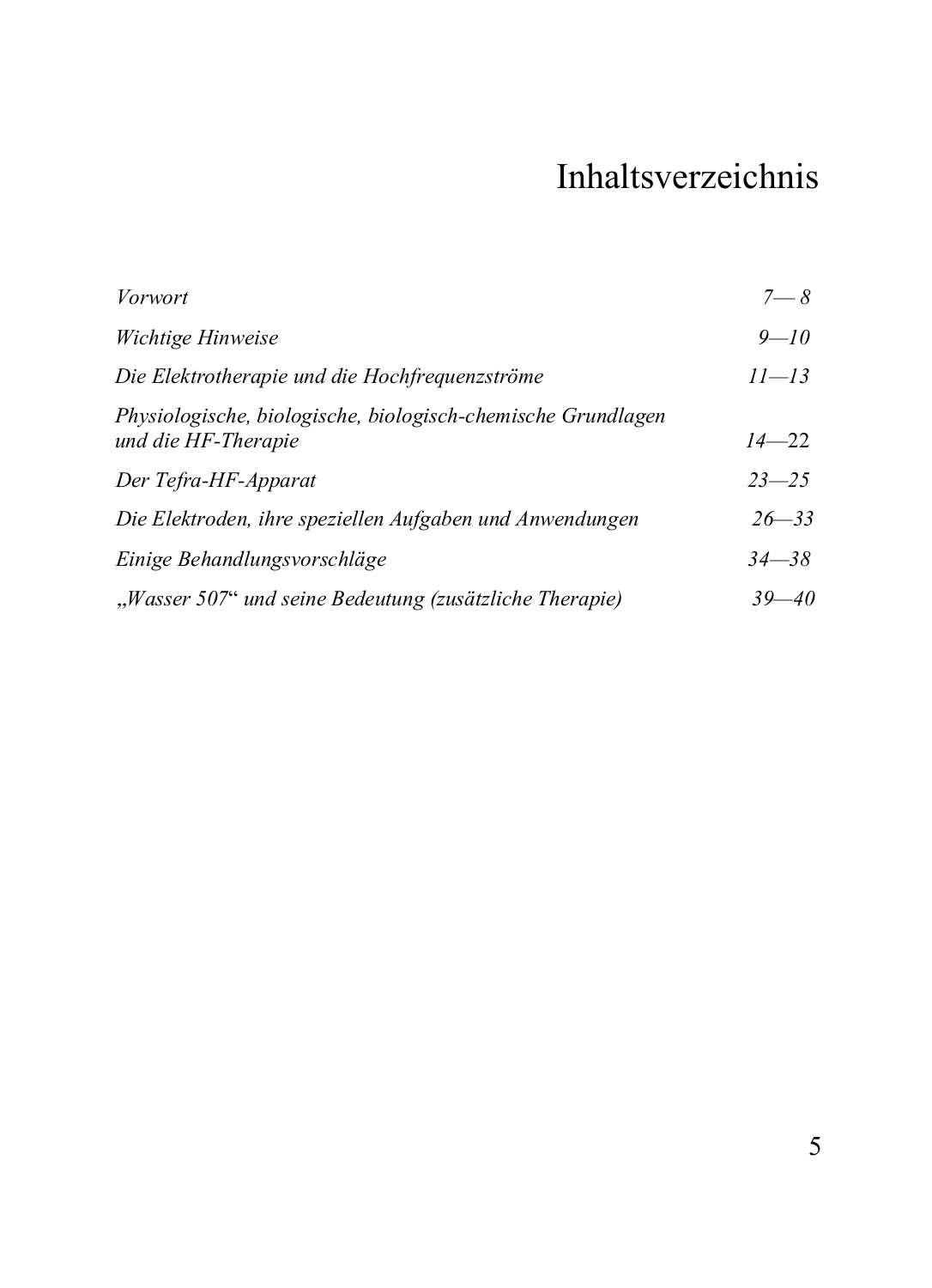# Inhaltsverzeichnis

| | |
|---|---|
| *Vorwort* | *7— 8* |
| *Wichtige Hinweise* | *9—10* |
| *Die Elektrotherapie und die Hochfrequenzströme* | *11—13* |
| *Physiologische, biologische, biologisch-chemische Grundlagen und die HF-Therapie* | *14—22* |
| *Der Tefra-HF-Apparat* | *23—25* |
| *Die Elektroden, ihre speziellen Aufgaben und Anwendungen* | *26—33* |
| *Einige Behandlungsvorschläge* | *34—38* |
| *„Wasser 507“ und seine Bedeutung (zusätzliche Therapie)* | *39—40* |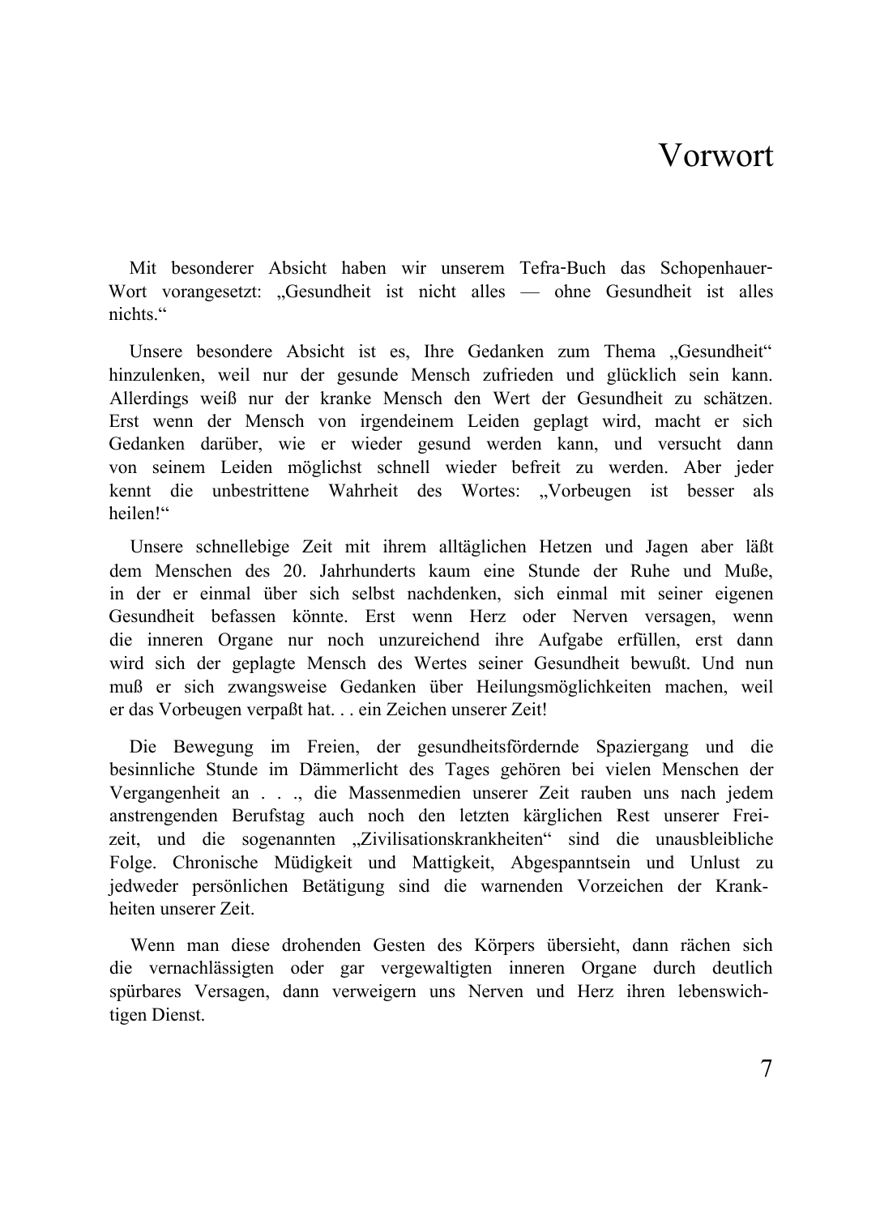# Vorwort

Mit besonderer Absicht haben wir unserem Tefra-Buch das Schopenhauer-Wort vorangesetzt: „Gesundheit ist nicht alles — ohne Gesundheit ist alles nichts."

Unsere besondere Absicht ist es, Ihre Gedanken zum Thema „Gesundheit" hinzulenken, weil nur der gesunde Mensch zufrieden und glücklich sein kann. Allerdings weiß nur der kranke Mensch den Wert der Gesundheit zu schätzen. Erst wenn der Mensch von irgendeinem Leiden geplagt wird, macht er sich Gedanken darüber, wie er wieder gesund werden kann, und versucht dann von seinem Leiden möglichst schnell wieder befreit zu werden. Aber jeder kennt die unbestrittene Wahrheit des Wortes: „Vorbeugen ist besser als heilen!"

Unsere schnellebige Zeit mit ihrem alltäglichen Hetzen und Jagen aber läßt dem Menschen des 20. Jahrhunderts kaum eine Stunde der Ruhe und Muße, in der er einmal über sich selbst nachdenken, sich einmal mit seiner eigenen Gesundheit befassen könnte. Erst wenn Herz oder Nerven versagen, wenn die inneren Organe nur noch unzureichend ihre Aufgabe erfüllen, erst dann wird sich der geplagte Mensch des Wertes seiner Gesundheit bewußt. Und nun muß er sich zwangsweise Gedanken über Heilungsmöglichkeiten machen, weil er das Vorbeugen verpaßt hat. . . ein Zeichen unserer Zeit!

Die Bewegung im Freien, der gesundheitsfördernde Spaziergang und die besinnliche Stunde im Dämmerlicht des Tages gehören bei vielen Menschen der Vergangenheit an . . ., die Massenmedien unserer Zeit rauben uns nach jedem anstrengenden Berufstag auch noch den letzten kärglichen Rest unserer Freizeit, und die sogenannten „Zivilisationskrankheiten" sind die unausbleibliche Folge. Chronische Müdigkeit und Mattigkeit, Abgespanntsein und Unlust zu jedweder persönlichen Betätigung sind die warnenden Vorzeichen der Krankheiten unserer Zeit.

Wenn man diese drohenden Gesten des Körpers übersieht, dann rächen sich die vernachlässigten oder gar vergewaltigten inneren Organe durch deutlich spürbares Versagen, dann verweigern uns Nerven und Herz ihren lebenswichtigen Dienst.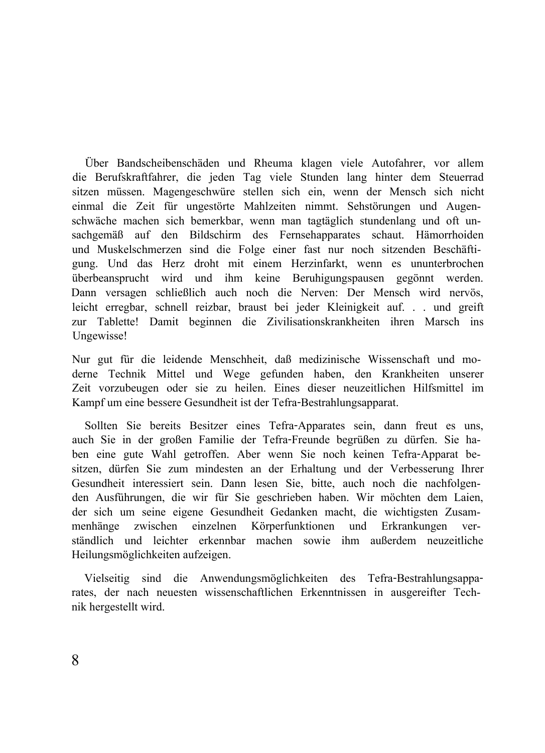Über Bandscheibenschäden und Rheuma klagen viele Autofahrer, vor allem die Berufskraftfahrer, die jeden Tag viele Stunden lang hinter dem Steuerrad sitzen müssen. Magengeschwüre stellen sich ein, wenn der Mensch sich nicht einmal die Zeit für ungestörte Mahlzeiten nimmt. Sehstörungen und Augenschwäche machen sich bemerkbar, wenn man tagtäglich stundenlang und oft unsachgemäß auf den Bildschirm des Fernsehapparates schaut. Hämorrhoiden und Muskelschmerzen sind die Folge einer fast nur noch sitzenden Beschäftigung. Und das Herz droht mit einem Herzinfarkt, wenn es ununterbrochen überbeansprucht wird und ihm keine Beruhigungspausen gegönnt werden. Dann versagen schließlich auch noch die Nerven: Der Mensch wird nervös, leicht erregbar, schnell reizbar, braust bei jeder Kleinigkeit auf. . . und greift zur Tablette! Damit beginnen die Zivilisationskrankheiten ihren Marsch ins Ungewisse!

Nur gut für die leidende Menschheit, daß medizinische Wissenschaft und moderne Technik Mittel und Wege gefunden haben, den Krankheiten unserer Zeit vorzubeugen oder sie zu heilen. Eines dieser neuzeitlichen Hilfsmittel im Kampf um eine bessere Gesundheit ist der Tefra-Bestrahlungsapparat.

Sollten Sie bereits Besitzer eines Tefra-Apparates sein, dann freut es uns, auch Sie in der großen Familie der Tefra-Freunde begrüßen zu dürfen. Sie haben eine gute Wahl getroffen. Aber wenn Sie noch keinen Tefra-Apparat besitzen, dürfen Sie zum mindesten an der Erhaltung und der Verbesserung Ihrer Gesundheit interessiert sein. Dann lesen Sie, bitte, auch noch die nachfolgenden Ausführungen, die wir für Sie geschrieben haben. Wir möchten dem Laien, der sich um seine eigene Gesundheit Gedanken macht, die wichtigsten Zusammenhänge zwischen einzelnen Körperfunktionen und Erkrankungen verständlich und leichter erkennbar machen sowie ihm außerdem neuzeitliche Heilungsmöglichkeiten aufzeigen.

Vielseitig sind die Anwendungsmöglichkeiten des Tefra-Bestrahlungsapparates, der nach neuesten wissenschaftlichen Erkenntnissen in ausgereifter Technik hergestellt wird.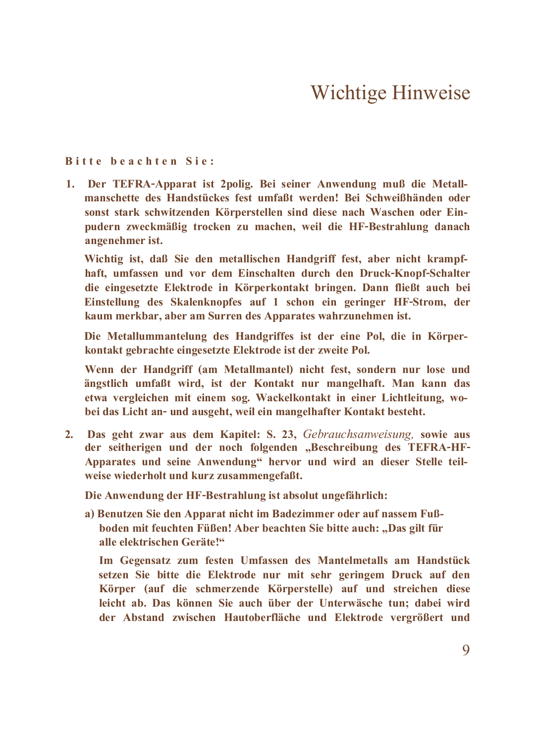# Wichtige Hinweise

**Bitte beachten Sie:**

1. **Der TEFRA-Apparat ist 2polig. Bei seiner Anwendung muß die Metallmanschette des Handstückes fest umfaßt werden! Bei Schweißhänden oder sonst stark schwitzenden Körperstellen sind diese nach Waschen oder Einpudern zweckmäßig trocken zu machen, weil die HF-Bestrahlung danach angenehmer ist.**

   **Wichtig ist, daß Sie den metallischen Handgriff fest, aber nicht krampfhaft, umfassen und vor dem Einschalten durch den Druck-Knopf-Schalter die eingesetzte Elektrode in Körperkontakt bringen. Dann fließt auch bei Einstellung des Skalenknopfes auf 1 schon ein geringer HF-Strom, der kaum merkbar, aber am Surren des Apparates wahrzunehmen ist.**

   **Die Metallummantelung des Handgriffes ist der eine Pol, die in Körperkontakt gebrachte eingesetzte Elektrode ist der zweite Pol.**

   **Wenn der Handgriff (am Metallmantel) nicht fest, sondern nur lose und ängstlich umfaßt wird, ist der Kontakt nur mangelhaft. Man kann das etwa vergleichen mit einem sog. Wackelkontakt in einer Lichtleitung, wobei das Licht an- und ausgeht, weil ein mangelhafter Kontakt besteht.**

2. **Das geht zwar aus dem Kapitel: S. 23,** *Gebrauchsanweisung,* **sowie aus der seitherigen und der noch folgenden „Beschreibung des TEFRA-HF-Apparates und seine Anwendung" hervor und wird an dieser Stelle teilweise wiederholt und kurz zusammengefaßt.**

   **Die Anwendung der HF-Bestrahlung ist absolut ungefährlich:**

   **a) Benutzen Sie den Apparat nicht im Badezimmer oder auf nassem Fußboden mit feuchten Füßen! Aber beachten Sie bitte auch: „Das gilt für alle elektrischen Geräte!"**

   **Im Gegensatz zum festen Umfassen des Mantelmetalls am Handstück setzen Sie bitte die Elektrode nur mit sehr geringem Druck auf den Körper (auf die schmerzende Körperstelle) auf und streichen diese leicht ab. Das können Sie auch über der Unterwäsche tun; dabei wird der Abstand zwischen Hautoberfläche und Elektrode vergrößert und**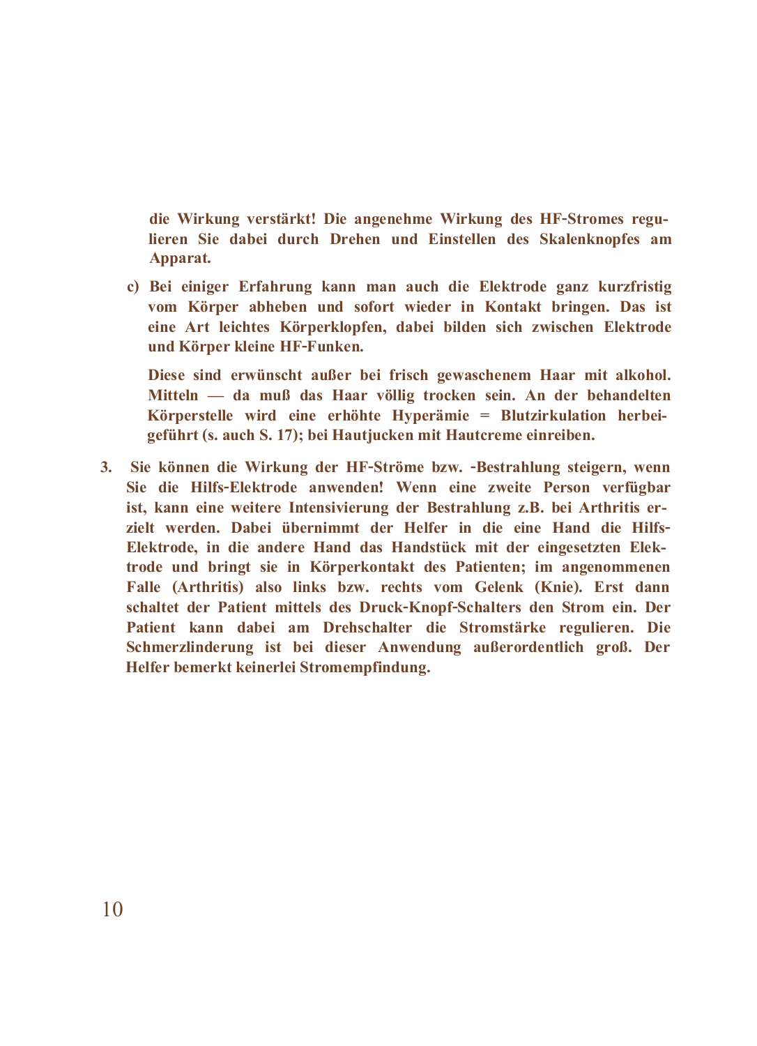**die Wirkung verstärkt! Die angenehme Wirkung des HF-Stromes regulieren Sie dabei durch Drehen und Einstellen des Skalenknopfes am Apparat.**

**c) Bei einiger Erfahrung kann man auch die Elektrode ganz kurzfristig vom Körper abheben und sofort wieder in Kontakt bringen. Das ist eine Art leichtes Körperklopfen, dabei bilden sich zwischen Elektrode und Körper kleine HF-Funken.**

**Diese sind erwünscht außer bei frisch gewaschenem Haar mit alkohol. Mitteln — da muß das Haar völlig trocken sein. An der behandelten Körperstelle wird eine erhöhte Hyperämie = Blutzirkulation herbeigeführt (s. auch S. 17); bei Hautjucken mit Hautcreme einreiben.**

**3. Sie können die Wirkung der HF-Ströme bzw. -Bestrahlung steigern, wenn Sie die Hilfs-Elektrode anwenden! Wenn eine zweite Person verfügbar ist, kann eine weitere Intensivierung der Bestrahlung z.B. bei Arthritis erzielt werden. Dabei übernimmt der Helfer in die eine Hand die Hilfs-Elektrode, in die andere Hand das Handstück mit der eingesetzten Elektrode und bringt sie in Körperkontakt des Patienten; im angenommenen Falle (Arthritis) also links bzw. rechts vom Gelenk (Knie). Erst dann schaltet der Patient mittels des Druck-Knopf-Schalters den Strom ein. Der Patient kann dabei am Drehschalter die Stromstärke regulieren. Die Schmerzlinderung ist bei dieser Anwendung außerordentlich groß. Der Helfer bemerkt keinerlei Stromempfindung.**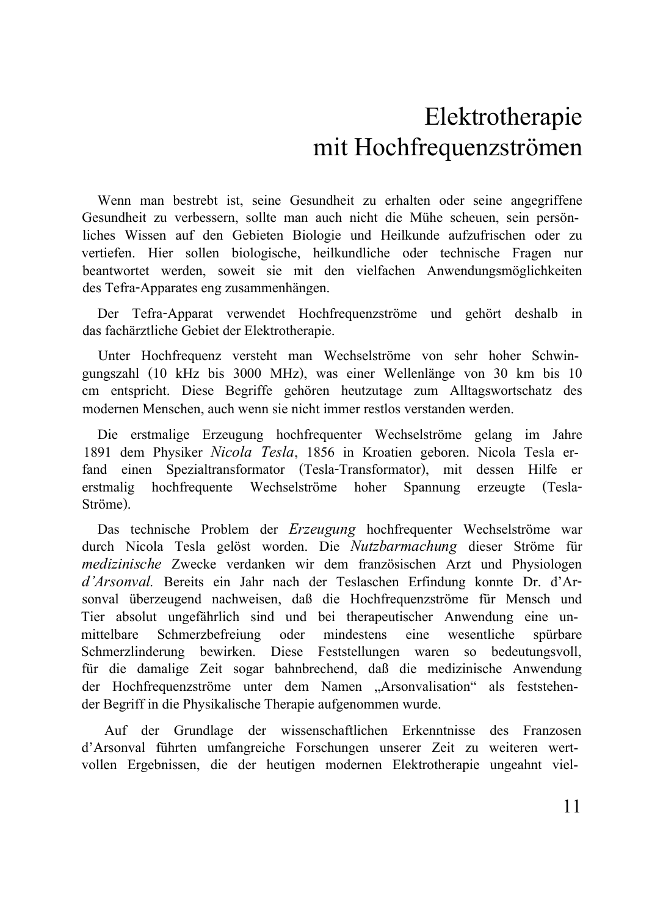# Elektrotherapie mit Hochfrequenzströmen

Wenn man bestrebt ist, seine Gesundheit zu erhalten oder seine angegriffene Gesundheit zu verbessern, sollte man auch nicht die Mühe scheuen, sein persönliches Wissen auf den Gebieten Biologie und Heilkunde aufzufrischen oder zu vertiefen. Hier sollen biologische, heilkundliche oder technische Fragen nur beantwortet werden, soweit sie mit den vielfachen Anwendungsmöglichkeiten des Tefra-Apparates eng zusammenhängen.

Der Tefra-Apparat verwendet Hochfrequenzströme und gehört deshalb in das fachärztliche Gebiet der Elektrotherapie.

Unter Hochfrequenz versteht man Wechselströme von sehr hoher Schwingungszahl (10 kHz bis 3000 MHz), was einer Wellenlänge von 30 km bis 10 cm entspricht. Diese Begriffe gehören heutzutage zum Alltagswortschatz des modernen Menschen, auch wenn sie nicht immer restlos verstanden werden.

Die erstmalige Erzeugung hochfrequenter Wechselströme gelang im Jahre 1891 dem Physiker *Nicola Tesla*, 1856 in Kroatien geboren. Nicola Tesla erfand einen Spezialtransformator (Tesla-Transformator), mit dessen Hilfe er erstmalig hochfrequente Wechselströme hoher Spannung erzeugte (Tesla-Ströme).

Das technische Problem der *Erzeugung* hochfrequenter Wechselströme war durch Nicola Tesla gelöst worden. Die *Nutzbarmachung* dieser Ströme für *medizinische* Zwecke verdanken wir dem französischen Arzt und Physiologen *d'Arsonval.* Bereits ein Jahr nach der Teslaschen Erfindung konnte Dr. d'Arsonval überzeugend nachweisen, daß die Hochfrequenzströme für Mensch und Tier absolut ungefährlich sind und bei therapeutischer Anwendung eine unmittelbare Schmerzbefreiung oder mindestens eine wesentliche spürbare Schmerzlinderung bewirken. Diese Feststellungen waren so bedeutungsvoll, für die damalige Zeit sogar bahnbrechend, daß die medizinische Anwendung der Hochfrequenzströme unter dem Namen „Arsonvalisation" als feststehender Begriff in die Physikalische Therapie aufgenommen wurde.

Auf der Grundlage der wissenschaftlichen Erkenntnisse des Franzosen d'Arsonval führten umfangreiche Forschungen unserer Zeit zu weiteren wertvollen Ergebnissen, die der heutigen modernen Elektrotherapie ungeahnt viel-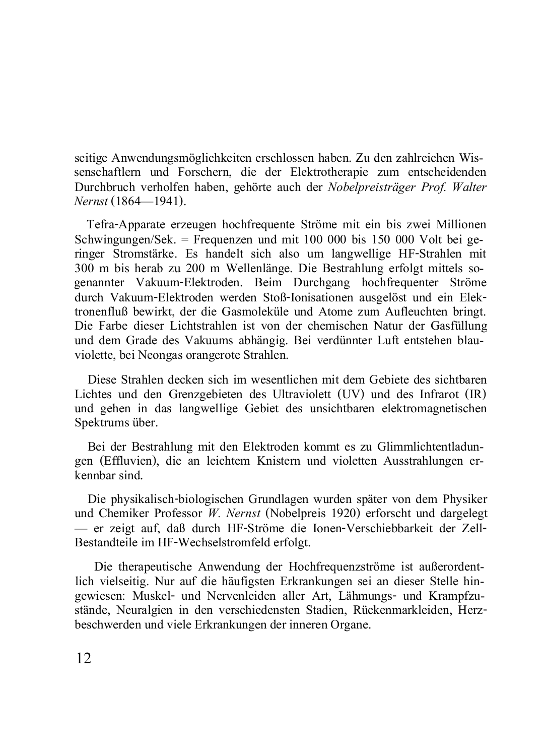seitige Anwendungsmöglichkeiten erschlossen haben. Zu den zahlreichen Wissenschaftlern und Forschern, die der Elektrotherapie zum entscheidenden Durchbruch verholfen haben, gehörte auch der *Nobelpreisträger Prof. Walter Nernst* (1864—1941).

Tefra-Apparate erzeugen hochfrequente Ströme mit ein bis zwei Millionen Schwingungen/Sek. = Frequenzen und mit 100 000 bis 150 000 Volt bei geringer Stromstärke. Es handelt sich also um langwellige HF-Strahlen mit 300 m bis herab zu 200 m Wellenlänge. Die Bestrahlung erfolgt mittels sogenannter Vakuum-Elektroden. Beim Durchgang hochfrequenter Ströme durch Vakuum-Elektroden werden Stoß-Ionisationen ausgelöst und ein Elektronenfluß bewirkt, der die Gasmoleküle und Atome zum Aufleuchten bringt. Die Farbe dieser Lichtstrahlen ist von der chemischen Natur der Gasfüllung und dem Grade des Vakuums abhängig. Bei verdünnter Luft entstehen blauviolette, bei Neongas orangerote Strahlen.

Diese Strahlen decken sich im wesentlichen mit dem Gebiete des sichtbaren Lichtes und den Grenzgebieten des Ultraviolett (UV) und des Infrarot (IR) und gehen in das langwellige Gebiet des unsichtbaren elektromagnetischen Spektrums über.

Bei der Bestrahlung mit den Elektroden kommt es zu Glimmlichtentladungen (Effluvien), die an leichtem Knistern und violetten Ausstrahlungen erkennbar sind.

Die physikalisch-biologischen Grundlagen wurden später von dem Physiker und Chemiker Professor *W. Nernst* (Nobelpreis 1920) erforscht und dargelegt — er zeigt auf, daß durch HF-Ströme die Ionen-Verschiebbarkeit der Zell-Bestandteile im HF-Wechselstromfeld erfolgt.

Die therapeutische Anwendung der Hochfrequenzströme ist außerordentlich vielseitig. Nur auf die häufigsten Erkrankungen sei an dieser Stelle hingewiesen: Muskel- und Nervenleiden aller Art, Lähmungs- und Krampfzustände, Neuralgien in den verschiedensten Stadien, Rückenmarkleiden, Herzbeschwerden und viele Erkrankungen der inneren Organe.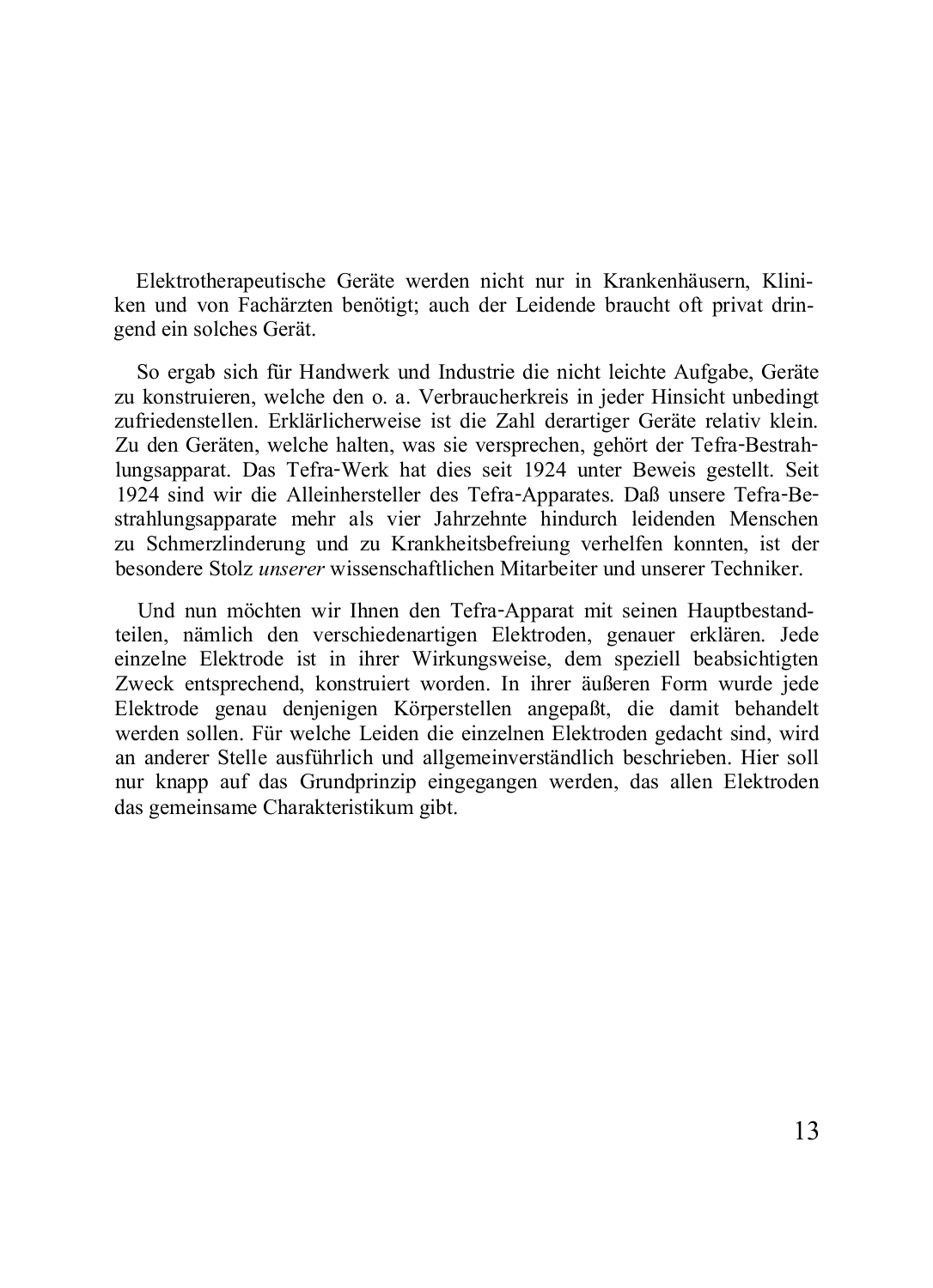Elektrotherapeutische Geräte werden nicht nur in Krankenhäusern, Kliniken und von Fachärzten benötigt; auch der Leidende braucht oft privat dringend ein solches Gerät.

So ergab sich für Handwerk und Industrie die nicht leichte Aufgabe, Geräte zu konstruieren, welche den o. a. Verbraucherkreis in jeder Hinsicht unbedingt zufriedenstellen. Erklärlicherweise ist die Zahl derartiger Geräte relativ klein. Zu den Geräten, welche halten, was sie versprechen, gehört der Tefra-Bestrahlungsapparat. Das Tefra-Werk hat dies seit 1924 unter Beweis gestellt. Seit 1924 sind wir die Alleinhersteller des Tefra-Apparates. Daß unsere Tefra-Bestrahlungsapparate mehr als vier Jahrzehnte hindurch leidenden Menschen zu Schmerzlinderung und zu Krankheitsbefreiung verhelfen konnten, ist der besondere Stolz *unserer* wissenschaftlichen Mitarbeiter und unserer Techniker.

Und nun möchten wir Ihnen den Tefra-Apparat mit seinen Hauptbestandteilen, nämlich den verschiedenartigen Elektroden, genauer erklären. Jede einzelne Elektrode ist in ihrer Wirkungsweise, dem speziell beabsichtigten Zweck entsprechend, konstruiert worden. In ihrer äußeren Form wurde jede Elektrode genau denjenigen Körperstellen angepaßt, die damit behandelt werden sollen. Für welche Leiden die einzelnen Elektroden gedacht sind, wird an anderer Stelle ausführlich und allgemeinverständlich beschrieben. Hier soll nur knapp auf das Grundprinzip eingegangen werden, das allen Elektroden das gemeinsame Charakteristikum gibt.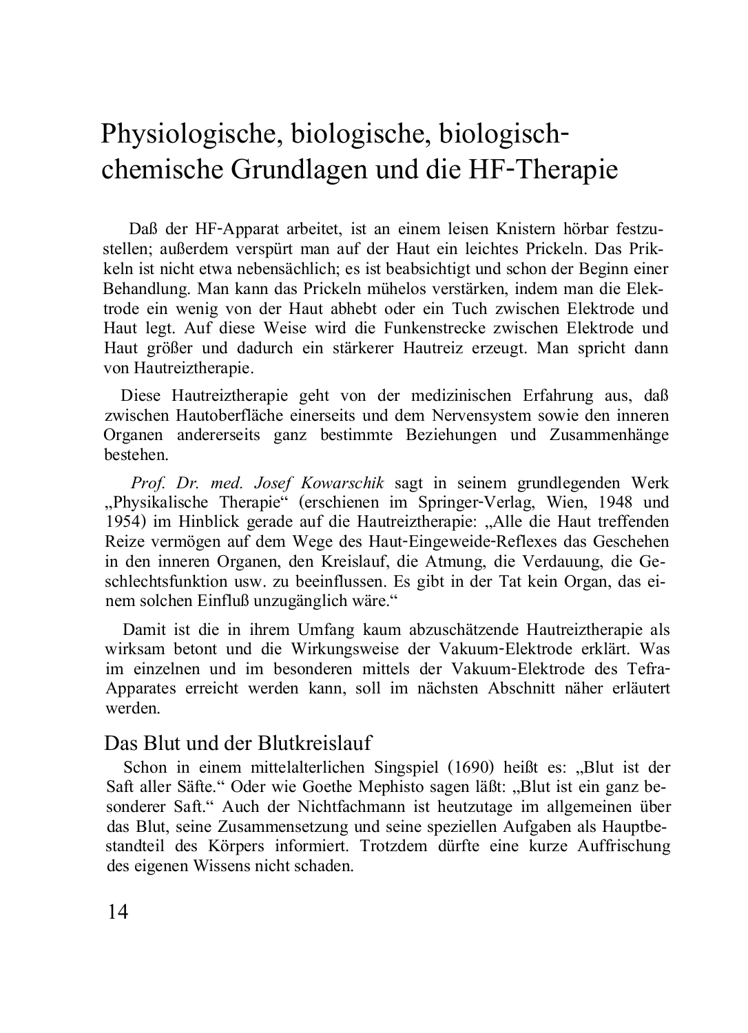# Physiologische, biologische, biologisch-chemische Grundlagen und die HF-Therapie

Daß der HF-Apparat arbeitet, ist an einem leisen Knistern hörbar festzustellen; außerdem verspürt man auf der Haut ein leichtes Prickeln. Das Prickeln ist nicht etwa nebensächlich; es ist beabsichtigt und schon der Beginn einer Behandlung. Man kann das Prickeln mühelos verstärken, indem man die Elektrode ein wenig von der Haut abhebt oder ein Tuch zwischen Elektrode und Haut legt. Auf diese Weise wird die Funkenstrecke zwischen Elektrode und Haut größer und dadurch ein stärkerer Hautreiz erzeugt. Man spricht dann von Hautreiztherapie.

Diese Hautreiztherapie geht von der medizinischen Erfahrung aus, daß zwischen Hautoberfläche einerseits und dem Nervensystem sowie den inneren Organen andererseits ganz bestimmte Beziehungen und Zusammenhänge bestehen.

*Prof. Dr. med. Josef Kowarschik* sagt in seinem grundlegenden Werk „Physikalische Therapie" (erschienen im Springer-Verlag, Wien, 1948 und 1954) im Hinblick gerade auf die Hautreiztherapie: „Alle die Haut treffenden Reize vermögen auf dem Wege des Haut-Eingeweide-Reflexes das Geschehen in den inneren Organen, den Kreislauf, die Atmung, die Verdauung, die Geschlechtsfunktion usw. zu beeinflussen. Es gibt in der Tat kein Organ, das einem solchen Einfluß unzugänglich wäre."

Damit ist die in ihrem Umfang kaum abzuschätzende Hautreiztherapie als wirksam betont und die Wirkungsweise der Vakuum-Elektrode erklärt. Was im einzelnen und im besonderen mittels der Vakuum-Elektrode des Tefra-Apparates erreicht werden kann, soll im nächsten Abschnitt näher erläutert werden.

## Das Blut und der Blutkreislauf

Schon in einem mittelalterlichen Singspiel (1690) heißt es: „Blut ist der Saft aller Säfte." Oder wie Goethe Mephisto sagen läßt: „Blut ist ein ganz besonderer Saft." Auch der Nichtfachmann ist heutzutage im allgemeinen über das Blut, seine Zusammensetzung und seine speziellen Aufgaben als Hauptbestandteil des Körpers informiert. Trotzdem dürfte eine kurze Auffrischung des eigenen Wissens nicht schaden.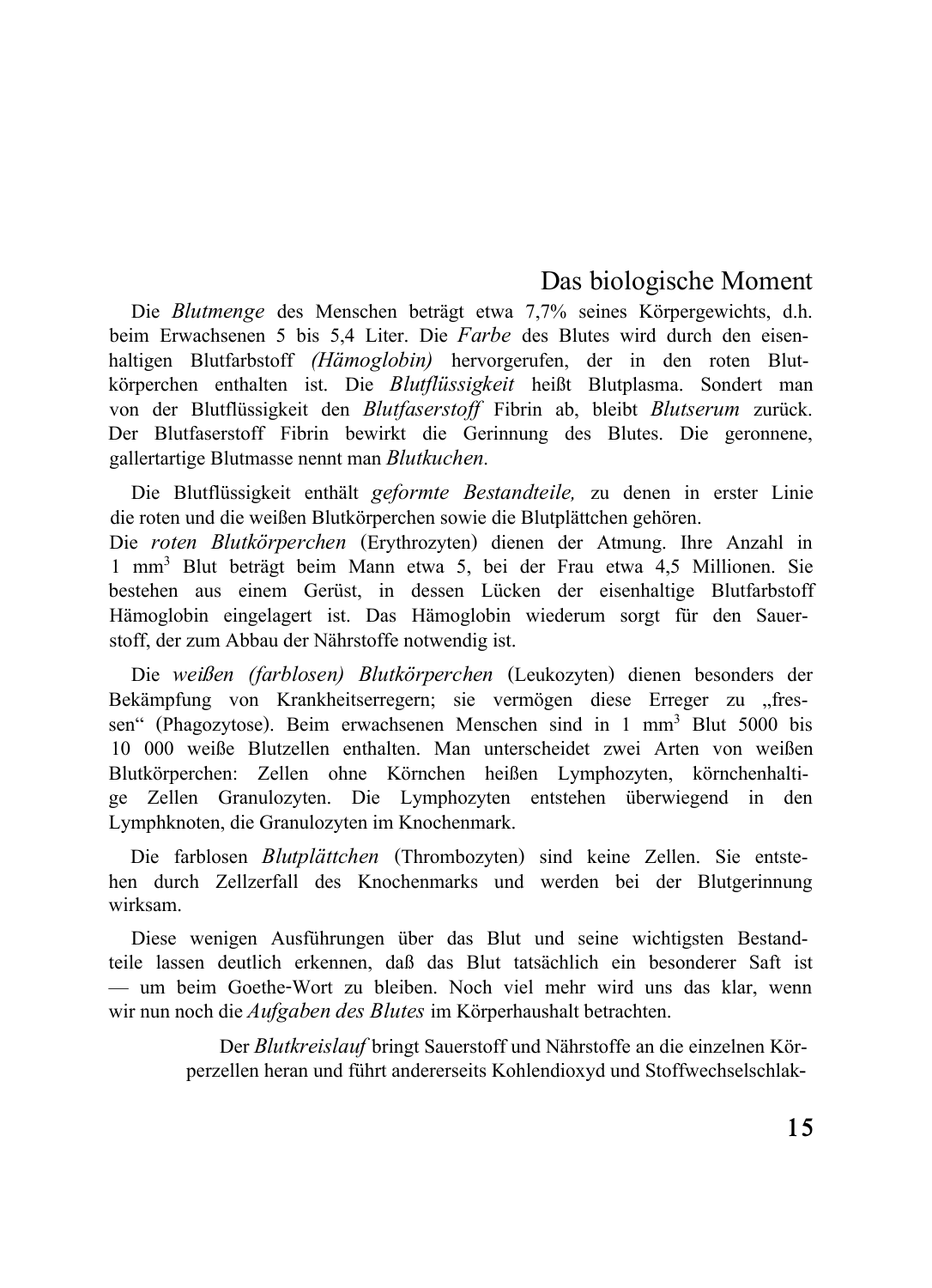## Das biologische Moment

Die *Blutmenge* des Menschen beträgt etwa 7,7% seines Körpergewichts, d.h. beim Erwachsenen 5 bis 5,4 Liter. Die *Farbe* des Blutes wird durch den eisenhaltigen Blutfarbstoff *(Hämoglobin)* hervorgerufen, der in den roten Blutkörperchen enthalten ist. Die *Blutflüssigkeit* heißt Blutplasma. Sondert man von der Blutflüssigkeit den *Blutfaserstoff* Fibrin ab, bleibt *Blutserum* zurück. Der Blutfaserstoff Fibrin bewirkt die Gerinnung des Blutes. Die geronnene, gallertartige Blutmasse nennt man *Blutkuchen*.

Die Blutflüssigkeit enthält *geformte Bestandteile,* zu denen in erster Linie die roten und die weißen Blutkörperchen sowie die Blutplättchen gehören.
Die *roten Blutkörperchen* (Erythrozyten) dienen der Atmung. Ihre Anzahl in 1 $mm^3$ Blut beträgt beim Mann etwa 5, bei der Frau etwa 4,5 Millionen. Sie bestehen aus einem Gerüst, in dessen Lücken der eisenhaltige Blutfarbstoff Hämoglobin eingelagert ist. Das Hämoglobin wiederum sorgt für den Sauerstoff, der zum Abbau der Nährstoffe notwendig ist.

Die *weißen (farblosen) Blutkörperchen* (Leukozyten) dienen besonders der Bekämpfung von Krankheitserregern; sie vermögen diese Erreger zu „fressen" (Phagozytose). Beim erwachsenen Menschen sind in 1 $mm^3$ Blut 5000 bis 10 000 weiße Blutzellen enthalten. Man unterscheidet zwei Arten von weißen Blutkörperchen: Zellen ohne Körnchen heißen Lymphozyten, körnchenhaltige Zellen Granulozyten. Die Lymphozyten entstehen überwiegend in den Lymphknoten, die Granulozyten im Knochenmark.

Die farblosen *Blutplättchen* (Thrombozyten) sind keine Zellen. Sie entstehen durch Zellzerfall des Knochenmarks und werden bei der Blutgerinnung wirksam.

Diese wenigen Ausführungen über das Blut und seine wichtigsten Bestandteile lassen deutlich erkennen, daß das Blut tatsächlich ein besonderer Saft ist — um beim Goethe-Wort zu bleiben. Noch viel mehr wird uns das klar, wenn wir nun noch die *Aufgaben des Blutes* im Körperhaushalt betrachten.

Der *Blutkreislauf* bringt Sauerstoff und Nährstoffe an die einzelnen Körperzellen heran und führt andererseits Kohlendioxyd und Stoffwechselschlak-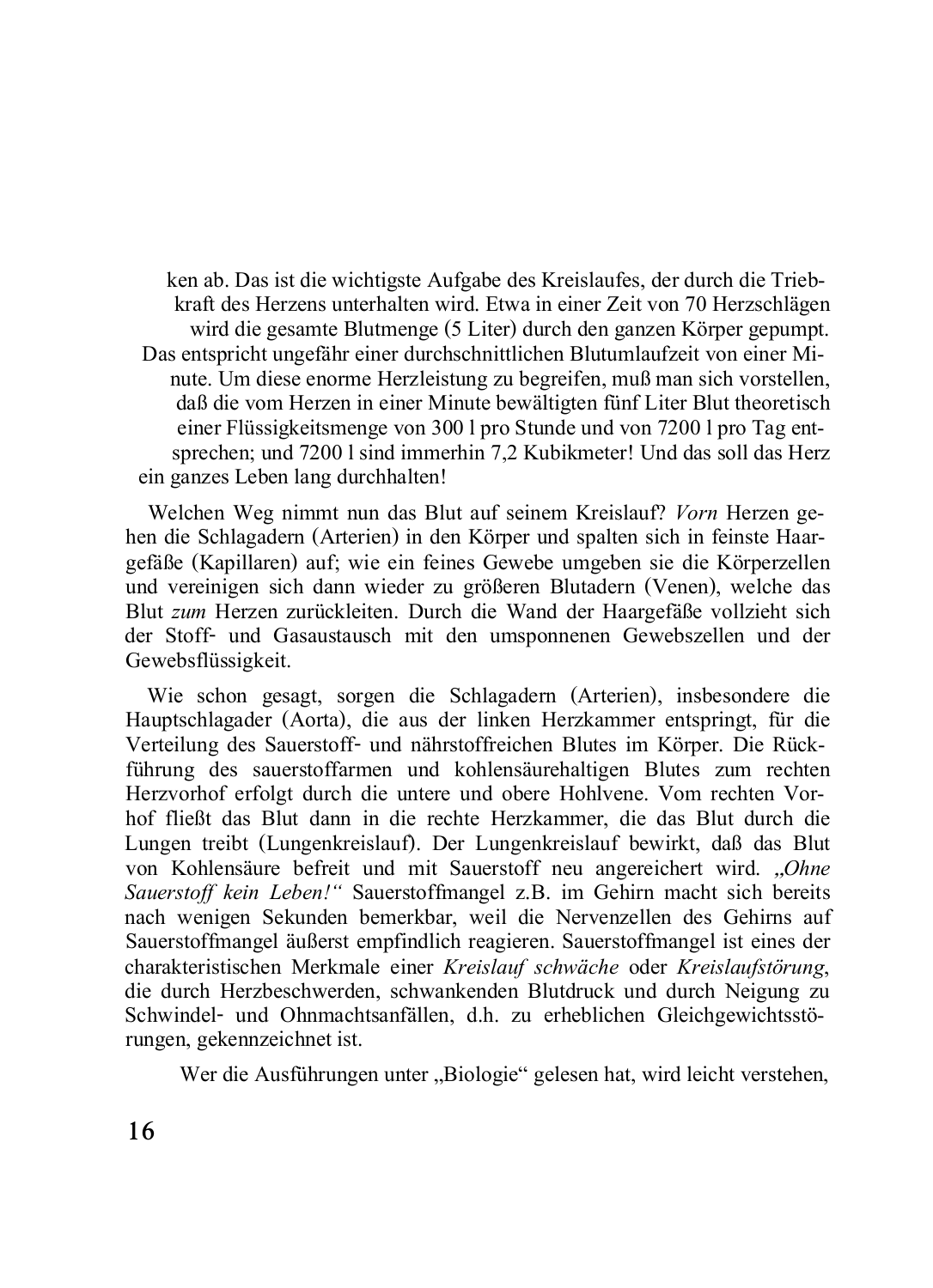ken ab. Das ist die wichtigste Aufgabe des Kreislaufes, der durch die Triebkraft des Herzens unterhalten wird. Etwa in einer Zeit von 70 Herzschlägen wird die gesamte Blutmenge (5 Liter) durch den ganzen Körper gepumpt. Das entspricht ungefähr einer durchschnittlichen Blutumlaufzeit von einer Minute. Um diese enorme Herzleistung zu begreifen, muß man sich vorstellen, daß die vom Herzen in einer Minute bewältigten fünf Liter Blut theoretisch einer Flüssigkeitsmenge von 300 l pro Stunde und von 7200 l pro Tag entsprechen; und 7200 l sind immerhin 7,2 Kubikmeter! Und das soll das Herz ein ganzes Leben lang durchhalten!

Welchen Weg nimmt nun das Blut auf seinem Kreislauf? *Vorn* Herzen gehen die Schlagadern (Arterien) in den Körper und spalten sich in feinste Haargefäße (Kapillaren) auf; wie ein feines Gewebe umgeben sie die Körperzellen und vereinigen sich dann wieder zu größeren Blutadern (Venen), welche das Blut *zum* Herzen zurückleiten. Durch die Wand der Haargefäße vollzieht sich der Stoff- und Gasaustausch mit den umsponnenen Gewebszellen und der Gewebsflüssigkeit.

Wie schon gesagt, sorgen die Schlagadern (Arterien), insbesondere die Hauptschlagader (Aorta), die aus der linken Herzkammer entspringt, für die Verteilung des Sauerstoff- und nährstoffreichen Blutes im Körper. Die Rückführung des sauerstoffarmen und kohlensäurehaltigen Blutes zum rechten Herzvorhof erfolgt durch die untere und obere Hohlvene. Vom rechten Vorhof fließt das Blut dann in die rechte Herzkammer, die das Blut durch die Lungen treibt (Lungenkreislauf). Der Lungenkreislauf bewirkt, daß das Blut von Kohlensäure befreit und mit Sauerstoff neu angereichert wird. *„Ohne Sauerstoff kein Leben!“* Sauerstoffmangel z.B. im Gehirn macht sich bereits nach wenigen Sekunden bemerkbar, weil die Nervenzellen des Gehirns auf Sauerstoffmangel äußerst empfindlich reagieren. Sauerstoffmangel ist eines der charakteristischen Merkmale einer *Kreislauf schwäche* oder *Kreislaufstörung*, die durch Herzbeschwerden, schwankenden Blutdruck und durch Neigung zu Schwindel- und Ohnmachtsanfällen, d.h. zu erheblichen Gleichgewichtsstörungen, gekennzeichnet ist.

Wer die Ausführungen unter „Biologie“ gelesen hat, wird leicht verstehen,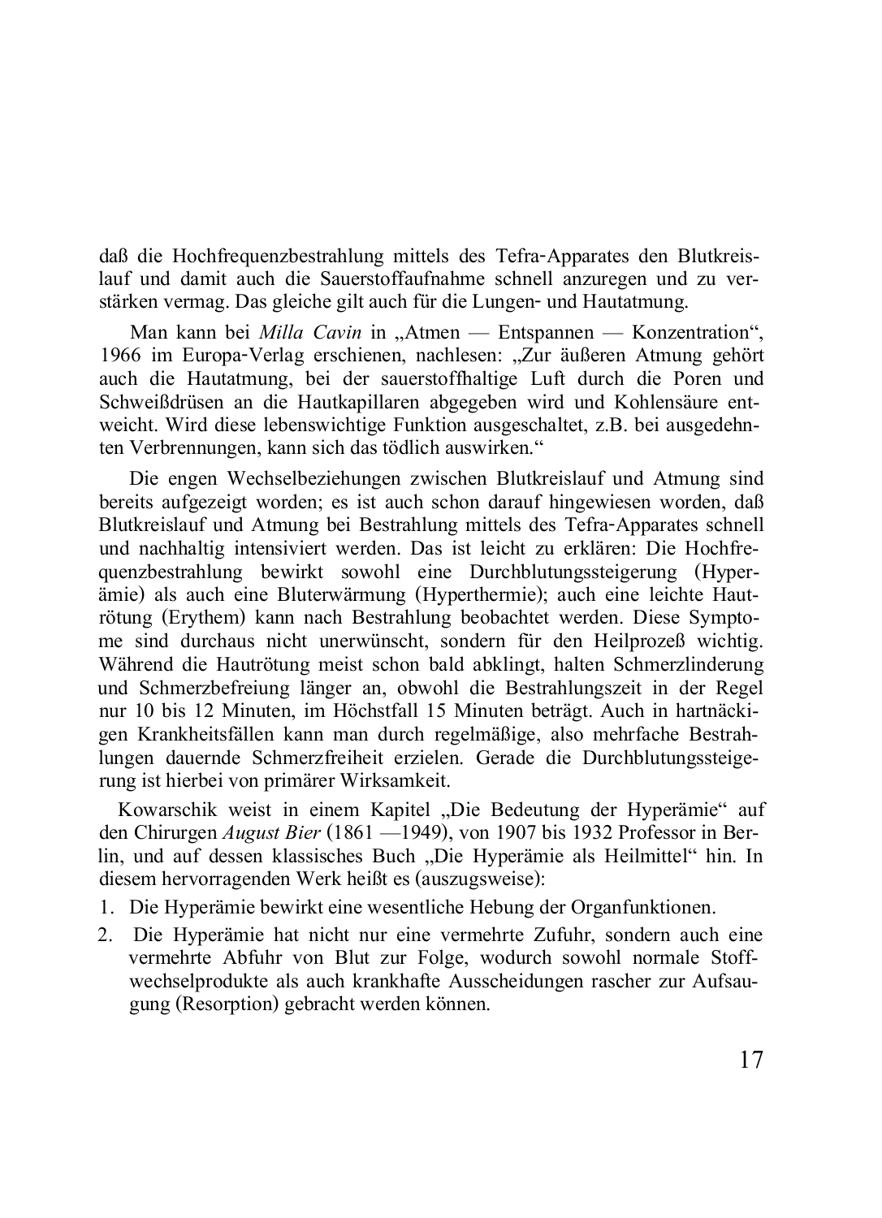daß die Hochfrequenzbestrahlung mittels des Tefra-Apparates den Blutkreislauf und damit auch die Sauerstoffaufnahme schnell anzuregen und zu verstärken vermag. Das gleiche gilt auch für die Lungen- und Hautatmung.

Man kann bei *Milla Cavin* in „Atmen — Entspannen — Konzentration", 1966 im Europa-Verlag erschienen, nachlesen: „Zur äußeren Atmung gehört auch die Hautatmung, bei der sauerstoffhaltige Luft durch die Poren und Schweißdrüsen an die Hautkapillaren abgegeben wird und Kohlensäure entweicht. Wird diese lebenswichtige Funktion ausgeschaltet, z.B. bei ausgedehnten Verbrennungen, kann sich das tödlich auswirken."

Die engen Wechselbeziehungen zwischen Blutkreislauf und Atmung sind bereits aufgezeigt worden; es ist auch schon darauf hingewiesen worden, daß Blutkreislauf und Atmung bei Bestrahlung mittels des Tefra-Apparates schnell und nachhaltig intensiviert werden. Das ist leicht zu erklären: Die Hochfrequenzbestrahlung bewirkt sowohl eine Durchblutungssteigerung (Hyperämie) als auch eine Bluterwärmung (Hyperthermie); auch eine leichte Hautrötung (Erythem) kann nach Bestrahlung beobachtet werden. Diese Symptome sind durchaus nicht unerwünscht, sondern für den Heilprozeß wichtig. Während die Hautrötung meist schon bald abklingt, halten Schmerzlinderung und Schmerzbefreiung länger an, obwohl die Bestrahlungszeit in der Regel nur 10 bis 12 Minuten, im Höchstfall 15 Minuten beträgt. Auch in hartnäckigen Krankheitsfällen kann man durch regelmäßige, also mehrfache Bestrahlungen dauernde Schmerzfreiheit erzielen. Gerade die Durchblutungssteigerung ist hierbei von primärer Wirksamkeit.

Kowarschik weist in einem Kapitel „Die Bedeutung der Hyperämie" auf den Chirurgen *August Bier* (1861 —1949), von 1907 bis 1932 Professor in Berlin, und auf dessen klassisches Buch „Die Hyperämie als Heilmittel" hin. In diesem hervorragenden Werk heißt es (auszugsweise):

1. Die Hyperämie bewirkt eine wesentliche Hebung der Organfunktionen.
2. Die Hyperämie hat nicht nur eine vermehrte Zufuhr, sondern auch eine vermehrte Abfuhr von Blut zur Folge, wodurch sowohl normale Stoffwechselprodukte als auch krankhafte Ausscheidungen rascher zur Aufsaugung (Resorption) gebracht werden können.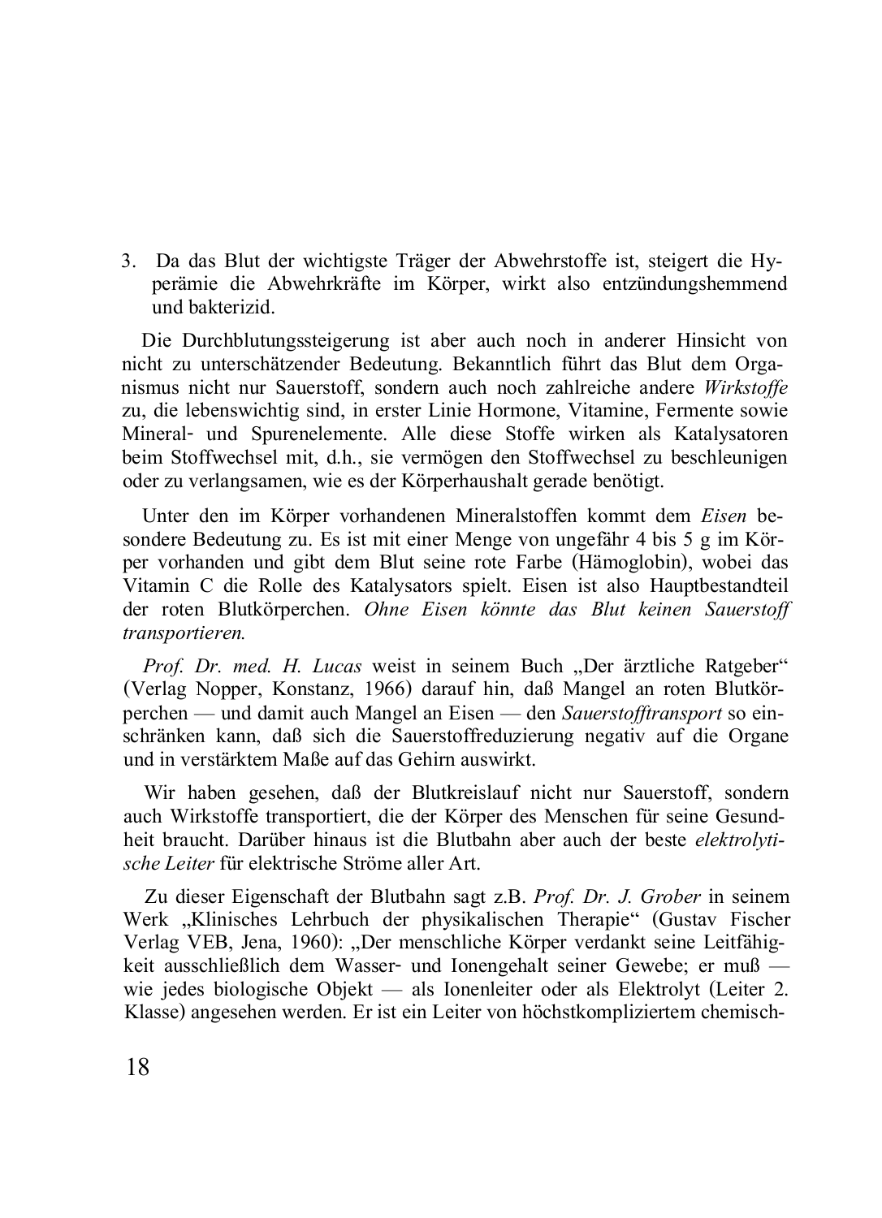3. Da das Blut der wichtigste Träger der Abwehrstoffe ist, steigert die Hyperämie die Abwehrkräfte im Körper, wirkt also entzündungshemmend und bakterizid.

Die Durchblutungssteigerung ist aber auch noch in anderer Hinsicht von nicht zu unterschätzender Bedeutung. Bekanntlich führt das Blut dem Organismus nicht nur Sauerstoff, sondern auch noch zahlreiche andere *Wirkstoffe* zu, die lebenswichtig sind, in erster Linie Hormone, Vitamine, Fermente sowie Mineral- und Spurenelemente. Alle diese Stoffe wirken als Katalysatoren beim Stoffwechsel mit, d.h., sie vermögen den Stoffwechsel zu beschleunigen oder zu verlangsamen, wie es der Körperhaushalt gerade benötigt.

Unter den im Körper vorhandenen Mineralstoffen kommt dem *Eisen* besondere Bedeutung zu. Es ist mit einer Menge von ungefähr 4 bis 5 g im Körper vorhanden und gibt dem Blut seine rote Farbe (Hämoglobin), wobei das Vitamin C die Rolle des Katalysators spielt. Eisen ist also Hauptbestandteil der roten Blutkörperchen. *Ohne Eisen könnte das Blut keinen Sauerstoff transportieren.*

*Prof. Dr. med. H. Lucas* weist in seinem Buch „Der ärztliche Ratgeber" (Verlag Nopper, Konstanz, 1966) darauf hin, daß Mangel an roten Blutkörperchen — und damit auch Mangel an Eisen — den *Sauerstofftransport* so einschränken kann, daß sich die Sauerstoffreduzierung negativ auf die Organe und in verstärktem Maße auf das Gehirn auswirkt.

Wir haben gesehen, daß der Blutkreislauf nicht nur Sauerstoff, sondern auch Wirkstoffe transportiert, die der Körper des Menschen für seine Gesundheit braucht. Darüber hinaus ist die Blutbahn aber auch der beste *elektrolytische Leiter* für elektrische Ströme aller Art.

Zu dieser Eigenschaft der Blutbahn sagt z.B. *Prof. Dr. J. Grober* in seinem Werk „Klinisches Lehrbuch der physikalischen Therapie" (Gustav Fischer Verlag VEB, Jena, 1960): „Der menschliche Körper verdankt seine Leitfähigkeit ausschließlich dem Wasser- und Ionengehalt seiner Gewebe; er muß — wie jedes biologische Objekt — als Ionenleiter oder als Elektrolyt (Leiter 2. Klasse) angesehen werden. Er ist ein Leiter von höchstkompliziertem chemisch-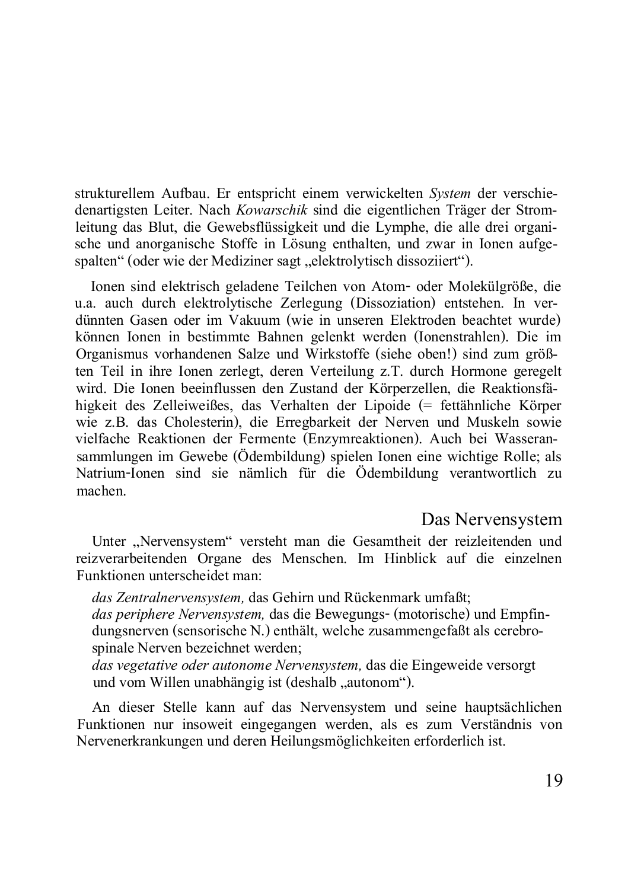strukturellem Aufbau. Er entspricht einem verwickelten *System* der verschiedenartigsten Leiter. Nach *Kowarschik* sind die eigentlichen Träger der Stromleitung das Blut, die Gewebsflüssigkeit und die Lymphe, die alle drei organische und anorganische Stoffe in Lösung enthalten, und zwar in Ionen aufgespalten“ (oder wie der Mediziner sagt „elektrolytisch dissoziiert“).

Ionen sind elektrisch geladene Teilchen von Atom- oder Molekülgröße, die u.a. auch durch elektrolytische Zerlegung (Dissoziation) entstehen. In verdünnten Gasen oder im Vakuum (wie in unseren Elektroden beachtet wurde) können Ionen in bestimmte Bahnen gelenkt werden (Ionenstrahlen). Die im Organismus vorhandenen Salze und Wirkstoffe (siehe oben!) sind zum größten Teil in ihre Ionen zerlegt, deren Verteilung z.T. durch Hormone geregelt wird. Die Ionen beeinflussen den Zustand der Körperzellen, die Reaktionsfähigkeit des Zelleiweißes, das Verhalten der Lipoide (= fettähnliche Körper wie z.B. das Cholesterin), die Erregbarkeit der Nerven und Muskeln sowie vielfache Reaktionen der Fermente (Enzymreaktionen). Auch bei Wasseransammlungen im Gewebe (Ödembildung) spielen Ionen eine wichtige Rolle; als Natrium-Ionen sind sie nämlich für die Ödembildung verantwortlich zu machen.

## Das Nervensystem

Unter „Nervensystem“ versteht man die Gesamtheit der reizleitenden und reizverarbeitenden Organe des Menschen. Im Hinblick auf die einzelnen Funktionen unterscheidet man:

*das Zentralnervensystem,* das Gehirn und Rückenmark umfaßt;
*das periphere Nervensystem,* das die Bewegungs- (motorische) und Empfindungsnerven (sensorische N.) enthält, welche zusammengefaßt als cerebrospinale Nerven bezeichnet werden;
*das vegetative oder autonome Nervensystem,* das die Eingeweide versorgt und vom Willen unabhängig ist (deshalb „autonom“).

An dieser Stelle kann auf das Nervensystem und seine hauptsächlichen Funktionen nur insoweit eingegangen werden, als es zum Verständnis von Nervenerkrankungen und deren Heilungsmöglichkeiten erforderlich ist.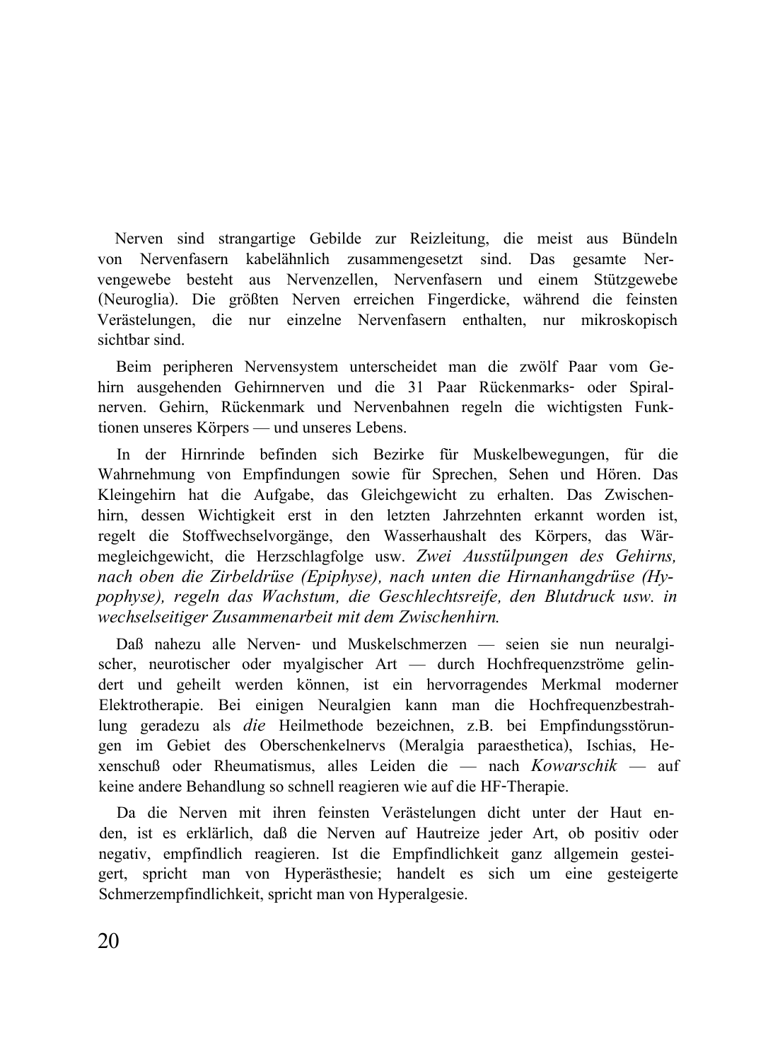Nerven sind strangartige Gebilde zur Reizleitung, die meist aus Bündeln von Nervenfasern kabelähnlich zusammengesetzt sind. Das gesamte Nervengewebe besteht aus Nervenzellen, Nervenfasern und einem Stützgewebe (Neuroglia). Die größten Nerven erreichen Fingerdicke, während die feinsten Verästelungen, die nur einzelne Nervenfasern enthalten, nur mikroskopisch sichtbar sind.

Beim peripheren Nervensystem unterscheidet man die zwölf Paar vom Gehirn ausgehenden Gehirnnerven und die 31 Paar Rückenmarks- oder Spiralnerven. Gehirn, Rückenmark und Nervenbahnen regeln die wichtigsten Funktionen unseres Körpers — und unseres Lebens.

In der Hirnrinde befinden sich Bezirke für Muskelbewegungen, für die Wahrnehmung von Empfindungen sowie für Sprechen, Sehen und Hören. Das Kleingehirn hat die Aufgabe, das Gleichgewicht zu erhalten. Das Zwischenhirn, dessen Wichtigkeit erst in den letzten Jahrzehnten erkannt worden ist, regelt die Stoffwechselvorgänge, den Wasserhaushalt des Körpers, das Wärmegleichgewicht, die Herzschlagfolge usw. *Zwei Ausstülpungen des Gehirns, nach oben die Zirbeldrüse (Epiphyse), nach unten die Hirnanhangdrüse (Hypophyse), regeln das Wachstum, die Geschlechtsreife, den Blutdruck usw. in wechselseitiger Zusammenarbeit mit dem Zwischenhirn.*

Daß nahezu alle Nerven- und Muskelschmerzen — seien sie nun neuralgischer, neurotischer oder myalgischer Art — durch Hochfrequenzströme gelindert und geheilt werden können, ist ein hervorragendes Merkmal moderner Elektrotherapie. Bei einigen Neuralgien kann man die Hochfrequenzbestrahlung geradezu als *die* Heilmethode bezeichnen, z.B. bei Empfindungsstörungen im Gebiet des Oberschenkelnervs (Meralgia paraesthetica), Ischias, Hexenschuß oder Rheumatismus, alles Leiden die — nach *Kowarschik* — auf keine andere Behandlung so schnell reagieren wie auf die HF-Therapie.

Da die Nerven mit ihren feinsten Verästelungen dicht unter der Haut enden, ist es erklärlich, daß die Nerven auf Hautreize jeder Art, ob positiv oder negativ, empfindlich reagieren. Ist die Empfindlichkeit ganz allgemein gesteigert, spricht man von Hyperästhesie; handelt es sich um eine gesteigerte Schmerzempfindlichkeit, spricht man von Hyperalgesie.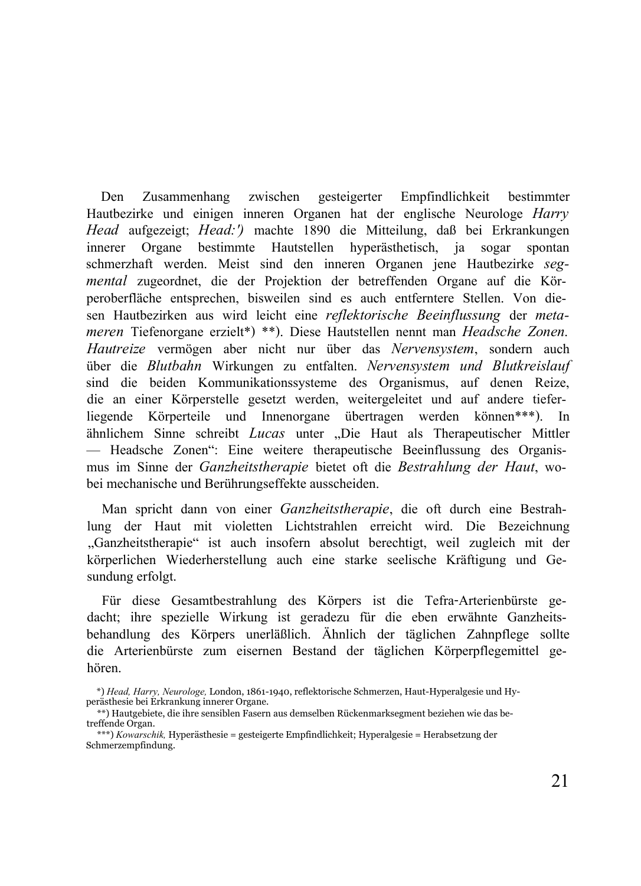Den Zusammenhang zwischen gesteigerter Empfindlichkeit bestimmter Hautbezirke und einigen inneren Organen hat der englische Neurologe *Harry Head* aufgezeigt; *Head:')* machte 1890 die Mitteilung, daß bei Erkrankungen innerer Organe bestimmte Hautstellen hyperästhetisch, ja sogar spontan schmerzhaft werden. Meist sind den inneren Organen jene Hautbezirke *segmental* zugeordnet, die der Projektion der betreffenden Organe auf die Körperoberfläche entsprechen, bisweilen sind es auch entferntere Stellen. Von diesen Hautbezirken aus wird leicht eine *reflektorische Beeinflussung* der *metameren* Tiefenorgane erzielt*) **). Diese Hautstellen nennt man *Headsche Zonen. Hautreize* vermögen aber nicht nur über das *Nervensystem*, sondern auch über die *Blutbahn* Wirkungen zu entfalten. *Nervensystem und Blutkreislauf* sind die beiden Kommunikationssysteme des Organismus, auf denen Reize, die an einer Körperstelle gesetzt werden, weitergeleitet und auf andere tieferliegende Körperteile und Innenorgane übertragen werden können***). In ähnlichem Sinne schreibt *Lucas* unter „Die Haut als Therapeutischer Mittler — Headsche Zonen“: Eine weitere therapeutische Beeinflussung des Organismus im Sinne der *Ganzheitstherapie* bietet oft die *Bestrahlung der Haut*, wobei mechanische und Berührungseffekte ausscheiden.

Man spricht dann von einer *Ganzheitstherapie*, die oft durch eine Bestrahlung der Haut mit violetten Lichtstrahlen erreicht wird. Die Bezeichnung „Ganzheitstherapie“ ist auch insofern absolut berechtigt, weil zugleich mit der körperlichen Wiederherstellung auch eine starke seelische Kräftigung und Gesundung erfolgt.

Für diese Gesamtbestrahlung des Körpers ist die Tefra-Arterienbürste gedacht; ihre spezielle Wirkung ist geradezu für die eben erwähnte Ganzheitsbehandlung des Körpers unerläßlich. Ähnlich der täglichen Zahnpflege sollte die Arterienbürste zum eisernen Bestand der täglichen Körperpflegemittel gehören.

*) *Head, Harry, Neurologe,* London, 1861-1940, reflektorische Schmerzen, Haut-Hyperalgesie und Hyperästhesie bei Erkrankung innerer Organe.

**) Hautgebiete, die ihre sensiblen Fasern aus demselben Rückenmarksegment beziehen wie das betreffende Organ.

***) *Kowarschik,* Hyperästhesie = gesteigerte Empfindlichkeit; Hyperalgesie = Herabsetzung der Schmerzempfindung.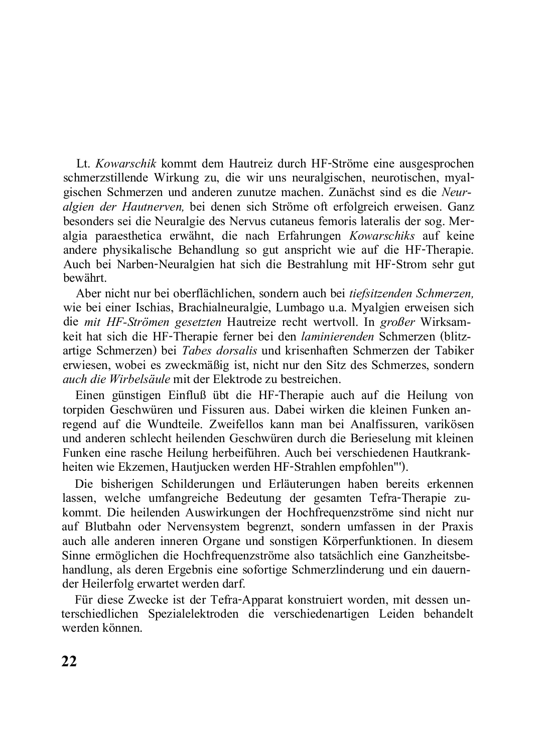Lt. *Kowarschik* kommt dem Hautreiz durch HF-Ströme eine ausgesprochen schmerzstillende Wirkung zu, die wir uns neuralgischen, neurotischen, myalgischen Schmerzen und anderen zunutze machen. Zunächst sind es die *Neuralgien der Hautnerven,* bei denen sich Ströme oft erfolgreich erweisen. Ganz besonders sei die Neuralgie des Nervus cutaneus femoris lateralis der sog. Meralgia paraesthetica erwähnt, die nach Erfahrungen *Kowarschiks* auf keine andere physikalische Behandlung so gut anspricht wie auf die HF-Therapie. Auch bei Narben-Neuralgien hat sich die Bestrahlung mit HF-Strom sehr gut bewährt.

Aber nicht nur bei oberflächlichen, sondern auch bei *tiefsitzenden Schmerzen,* wie bei einer Ischias, Brachialneuralgie, Lumbago u.a. Myalgien erweisen sich die *mit HF-Strömen gesetzten* Hautreize recht wertvoll. In *großer* Wirksamkeit hat sich die HF-Therapie ferner bei den *laminierenden* Schmerzen (blitzartige Schmerzen) bei *Tabes dorsalis* und krisenhaften Schmerzen der Tabiker erwiesen, wobei es zweckmäßig ist, nicht nur den Sitz des Schmerzes, sondern *auch die Wirbelsäule* mit der Elektrode zu bestreichen.

Einen günstigen Einfluß übt die HF-Therapie auch auf die Heilung von torpiden Geschwüren und Fissuren aus. Dabei wirken die kleinen Funken anregend auf die Wundteile. Zweifellos kann man bei Analfissuren, varikösen und anderen schlecht heilenden Geschwüren durch die Berieselung mit kleinen Funken eine rasche Heilung herbeiführen. Auch bei verschiedenen Hautkrankheiten wie Ekzemen, Hautjucken werden HF-Strahlen empfohlen"').

Die bisherigen Schilderungen und Erläuterungen haben bereits erkennen lassen, welche umfangreiche Bedeutung der gesamten Tefra-Therapie zukommt. Die heilenden Auswirkungen der Hochfrequenzströme sind nicht nur auf Blutbahn oder Nervensystem begrenzt, sondern umfassen in der Praxis auch alle anderen inneren Organe und sonstigen Körperfunktionen. In diesem Sinne ermöglichen die Hochfrequenzströme also tatsächlich eine Ganzheitsbehandlung, als deren Ergebnis eine sofortige Schmerzlinderung und ein dauernder Heilerfolg erwartet werden darf.

Für diese Zwecke ist der Tefra-Apparat konstruiert worden, mit dessen unterschiedlichen Spezialelektroden die verschiedenartigen Leiden behandelt werden können.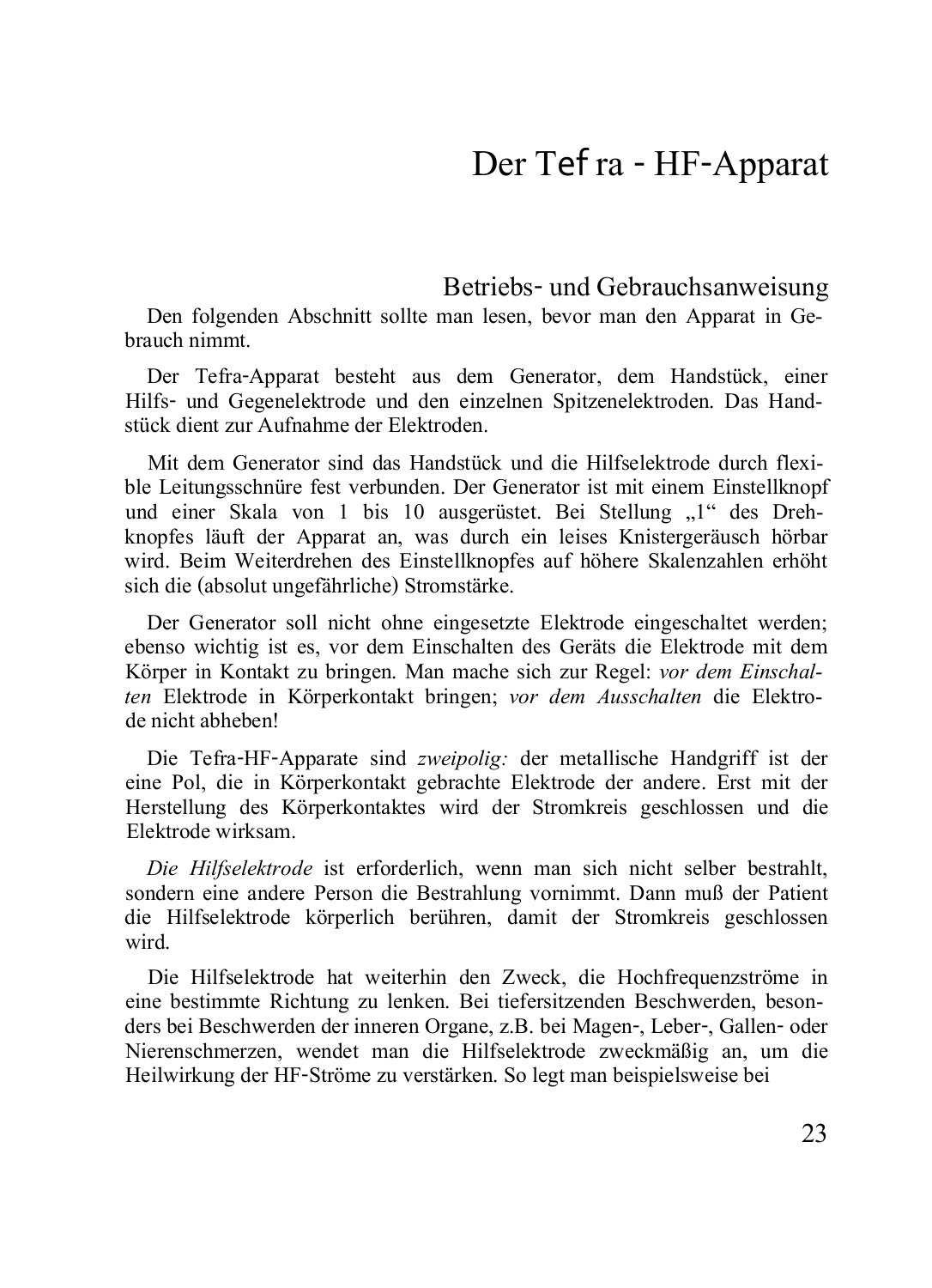# Der Tefra - HF-Apparat

## Betriebs- und Gebrauchsanweisung

Den folgenden Abschnitt sollte man lesen, bevor man den Apparat in Gebrauch nimmt.

Der Tefra-Apparat besteht aus dem Generator, dem Handstück, einer Hilfs- und Gegenelektrode und den einzelnen Spitzenelektroden. Das Handstück dient zur Aufnahme der Elektroden.

Mit dem Generator sind das Handstück und die Hilfselektrode durch flexible Leitungsschnüre fest verbunden. Der Generator ist mit einem Einstellknopf und einer Skala von 1 bis 10 ausgerüstet. Bei Stellung „1" des Drehknopfes läuft der Apparat an, was durch ein leises Knistergeräusch hörbar wird. Beim Weiterdrehen des Einstellknopfes auf höhere Skalenzahlen erhöht sich die (absolut ungefährliche) Stromstärke.

Der Generator soll nicht ohne eingesetzte Elektrode eingeschaltet werden; ebenso wichtig ist es, vor dem Einschalten des Geräts die Elektrode mit dem Körper in Kontakt zu bringen. Man mache sich zur Regel: *vor dem Einschalten* Elektrode in Körperkontakt bringen; *vor dem Ausschalten* die Elektrode nicht abheben!

Die Tefra-HF-Apparate sind *zweipolig:* der metallische Handgriff ist der eine Pol, die in Körperkontakt gebrachte Elektrode der andere. Erst mit der Herstellung des Körperkontaktes wird der Stromkreis geschlossen und die Elektrode wirksam.

*Die Hilfselektrode* ist erforderlich, wenn man sich nicht selber bestrahlt, sondern eine andere Person die Bestrahlung vornimmt. Dann muß der Patient die Hilfselektrode körperlich berühren, damit der Stromkreis geschlossen wird.

Die Hilfselektrode hat weiterhin den Zweck, die Hochfrequenzströme in eine bestimmte Richtung zu lenken. Bei tiefersitzenden Beschwerden, besonders bei Beschwerden der inneren Organe, z.B. bei Magen-, Leber-, Gallen- oder Nierenschmerzen, wendet man die Hilfselektrode zweckmäßig an, um die Heilwirkung der HF-Ströme zu verstärken. So legt man beispielsweise bei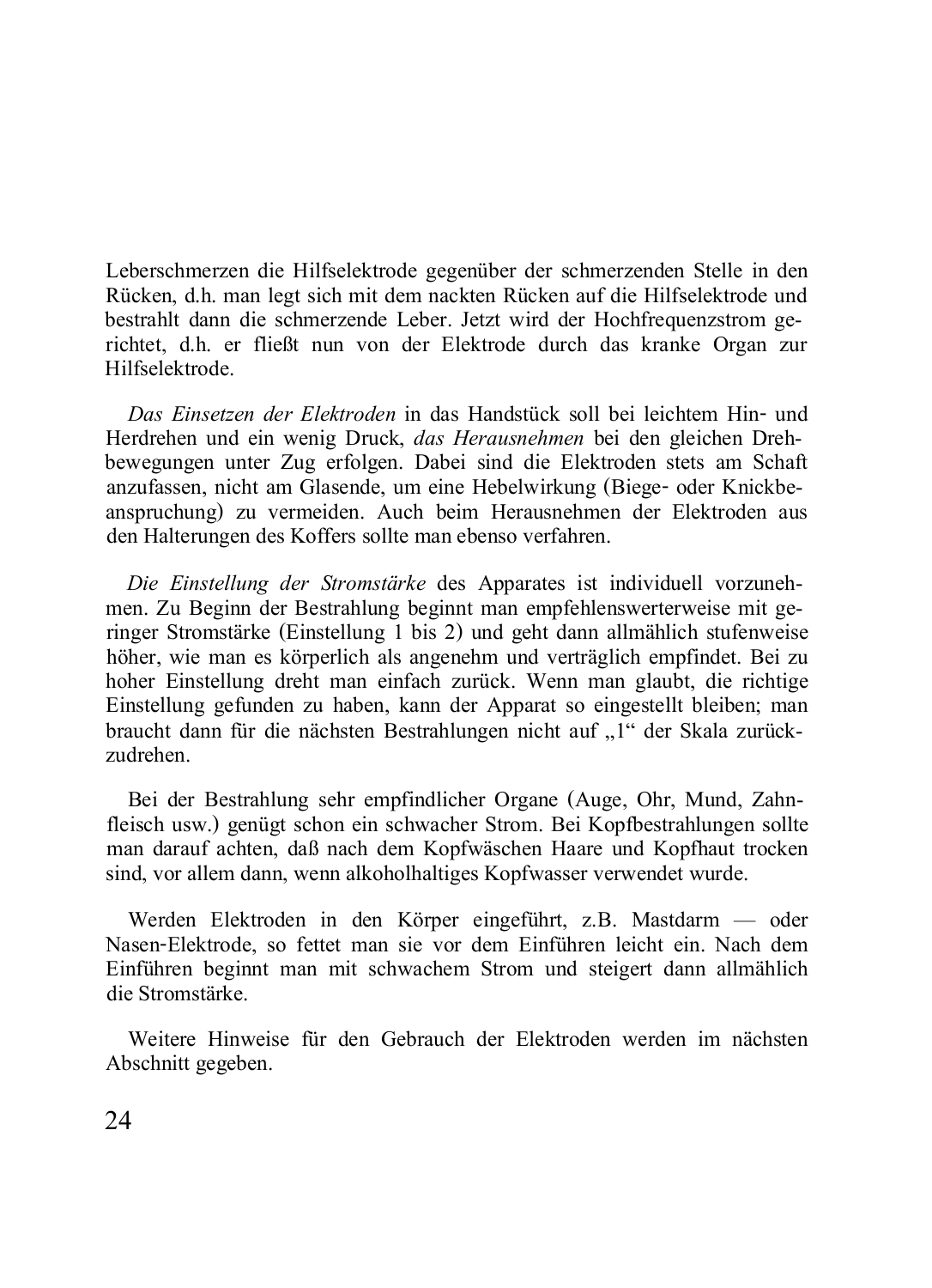Leberschmerzen die Hilfselektrode gegenüber der schmerzenden Stelle in den Rücken, d.h. man legt sich mit dem nackten Rücken auf die Hilfselektrode und bestrahlt dann die schmerzende Leber. Jetzt wird der Hochfrequenzstrom gerichtet, d.h. er fließt nun von der Elektrode durch das kranke Organ zur Hilfselektrode.

*Das Einsetzen der Elektroden* in das Handstück soll bei leichtem Hin- und Herdrehen und ein wenig Druck, *das Herausnehmen* bei den gleichen Drehbewegungen unter Zug erfolgen. Dabei sind die Elektroden stets am Schaft anzufassen, nicht am Glasende, um eine Hebelwirkung (Biege- oder Knickbeanspruchung) zu vermeiden. Auch beim Herausnehmen der Elektroden aus den Halterungen des Koffers sollte man ebenso verfahren.

*Die Einstellung der Stromstärke* des Apparates ist individuell vorzunehmen. Zu Beginn der Bestrahlung beginnt man empfehlenswerterweise mit geringer Stromstärke (Einstellung 1 bis 2) und geht dann allmählich stufenweise höher, wie man es körperlich als angenehm und verträglich empfindet. Bei zu hoher Einstellung dreht man einfach zurück. Wenn man glaubt, die richtige Einstellung gefunden zu haben, kann der Apparat so eingestellt bleiben; man braucht dann für die nächsten Bestrahlungen nicht auf „1" der Skala zurückzudrehen.

Bei der Bestrahlung sehr empfindlicher Organe (Auge, Ohr, Mund, Zahnfleisch usw.) genügt schon ein schwacher Strom. Bei Kopfbestrahlungen sollte man darauf achten, daß nach dem Kopfwäschen Haare und Kopfhaut trocken sind, vor allem dann, wenn alkoholhaltiges Kopfwasser verwendet wurde.

Werden Elektroden in den Körper eingeführt, z.B. Mastdarm — oder Nasen-Elektrode, so fettet man sie vor dem Einführen leicht ein. Nach dem Einführen beginnt man mit schwachem Strom und steigert dann allmählich die Stromstärke.

Weitere Hinweise für den Gebrauch der Elektroden werden im nächsten Abschnitt gegeben.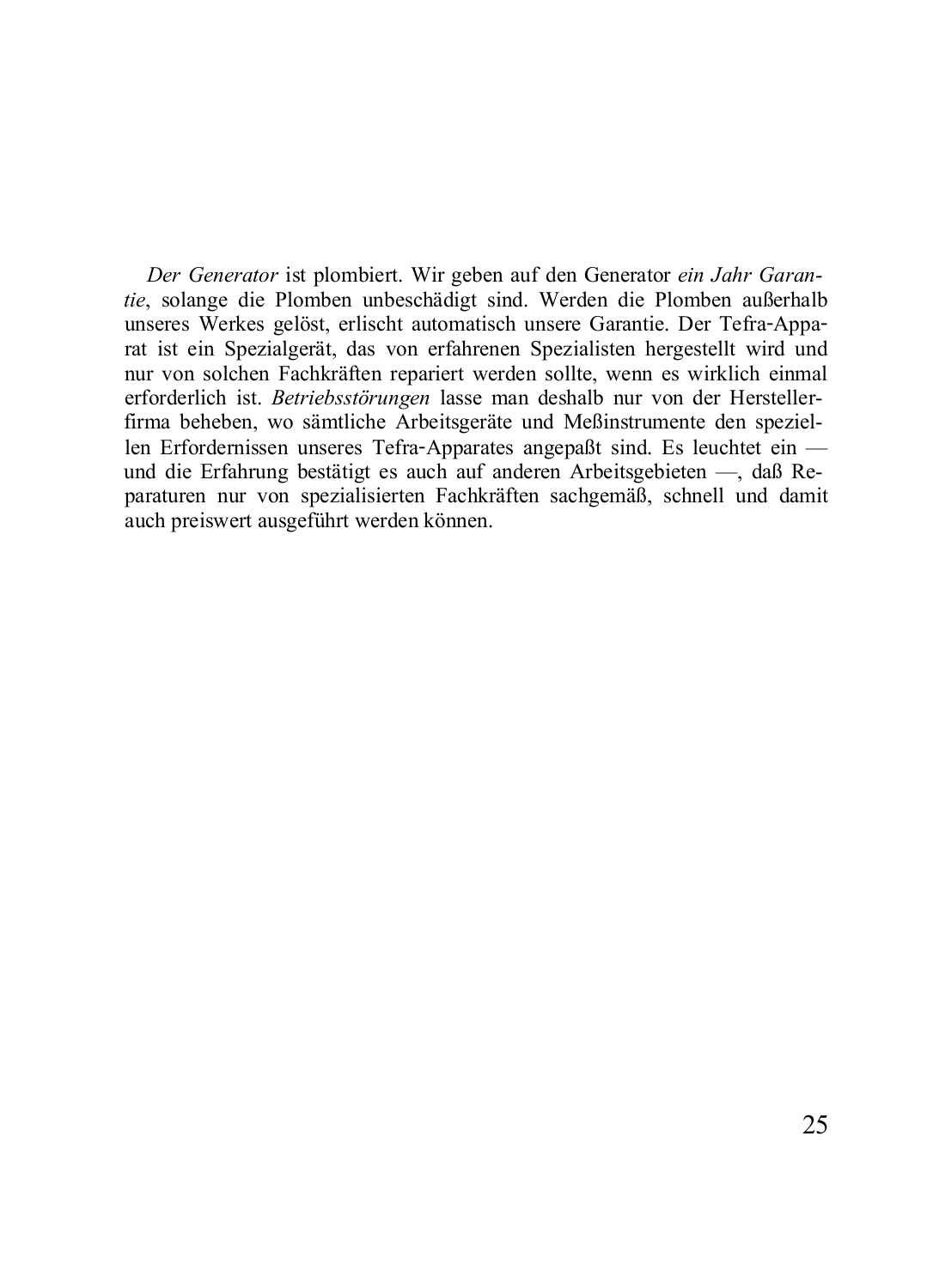*Der Generator* ist plombiert. Wir geben auf den Generator *ein Jahr Garantie*, solange die Plomben unbeschädigt sind. Werden die Plomben außerhalb unseres Werkes gelöst, erlischt automatisch unsere Garantie. Der Tefra-Apparat ist ein Spezialgerät, das von erfahrenen Spezialisten hergestellt wird und nur von solchen Fachkräften repariert werden sollte, wenn es wirklich einmal erforderlich ist. *Betriebsstörungen* lasse man deshalb nur von der Herstellerfirma beheben, wo sämtliche Arbeitsgeräte und Meßinstrumente den speziellen Erfordernissen unseres Tefra-Apparates angepaßt sind. Es leuchtet ein — und die Erfahrung bestätigt es auch auf anderen Arbeitsgebieten —, daß Reparaturen nur von spezialisierten Fachkräften sachgemäß, schnell und damit auch preiswert ausgeführt werden können.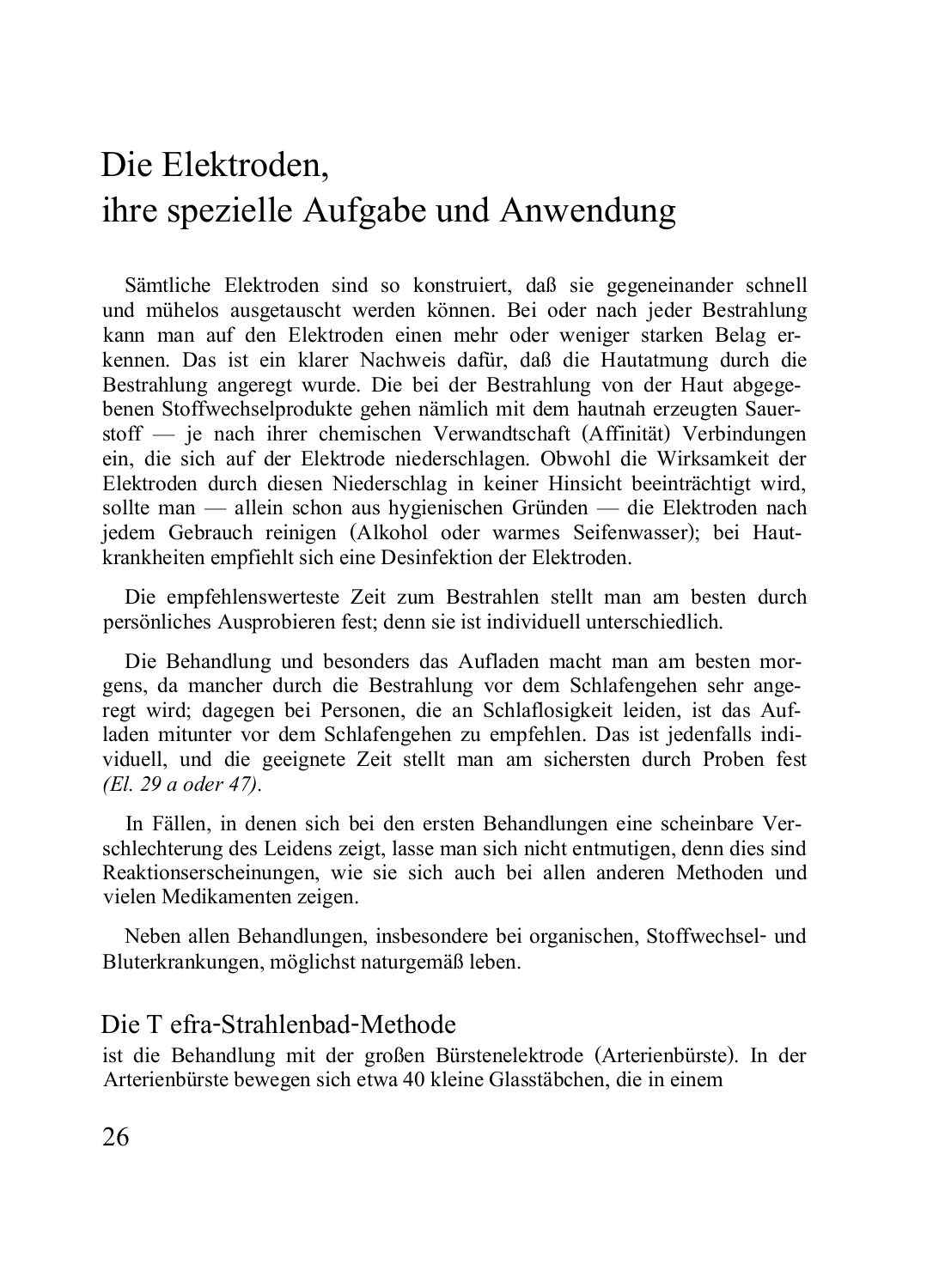# Die Elektroden, ihre spezielle Aufgabe und Anwendung

Sämtliche Elektroden sind so konstruiert, daß sie gegeneinander schnell und mühelos ausgetauscht werden können. Bei oder nach jeder Bestrahlung kann man auf den Elektroden einen mehr oder weniger starken Belag erkennen. Das ist ein klarer Nachweis dafür, daß die Hautatmung durch die Bestrahlung angeregt wurde. Die bei der Bestrahlung von der Haut abgegebenen Stoffwechselprodukte gehen nämlich mit dem hautnah erzeugten Sauerstoff — je nach ihrer chemischen Verwandtschaft (Affinität) Verbindungen ein, die sich auf der Elektrode niederschlagen. Obwohl die Wirksamkeit der Elektroden durch diesen Niederschlag in keiner Hinsicht beeinträchtigt wird, sollte man — allein schon aus hygienischen Gründen — die Elektroden nach jedem Gebrauch reinigen (Alkohol oder warmes Seifenwasser); bei Hautkrankheiten empfiehlt sich eine Desinfektion der Elektroden.

Die empfehlenswerteste Zeit zum Bestrahlen stellt man am besten durch persönliches Ausprobieren fest; denn sie ist individuell unterschiedlich.

Die Behandlung und besonders das Aufladen macht man am besten morgens, da mancher durch die Bestrahlung vor dem Schlafengehen sehr angeregt wird; dagegen bei Personen, die an Schlaflosigkeit leiden, ist das Aufladen mitunter vor dem Schlafengehen zu empfehlen. Das ist jedenfalls individuell, und die geeignete Zeit stellt man am sichersten durch Proben fest *(El. 29 a oder 47).*

In Fällen, in denen sich bei den ersten Behandlungen eine scheinbare Verschlechterung des Leidens zeigt, lasse man sich nicht entmutigen, denn dies sind Reaktionserscheinungen, wie sie sich auch bei allen anderen Methoden und vielen Medikamenten zeigen.

Neben allen Behandlungen, insbesondere bei organischen, Stoffwechsel- und Bluterkrankungen, möglichst naturgemäß leben.

## Die Tefra-Strahlenbad-Methode

ist die Behandlung mit der großen Bürstenelektrode (Arterienbürste). In der Arterienbürste bewegen sich etwa 40 kleine Glasstäbchen, die in einem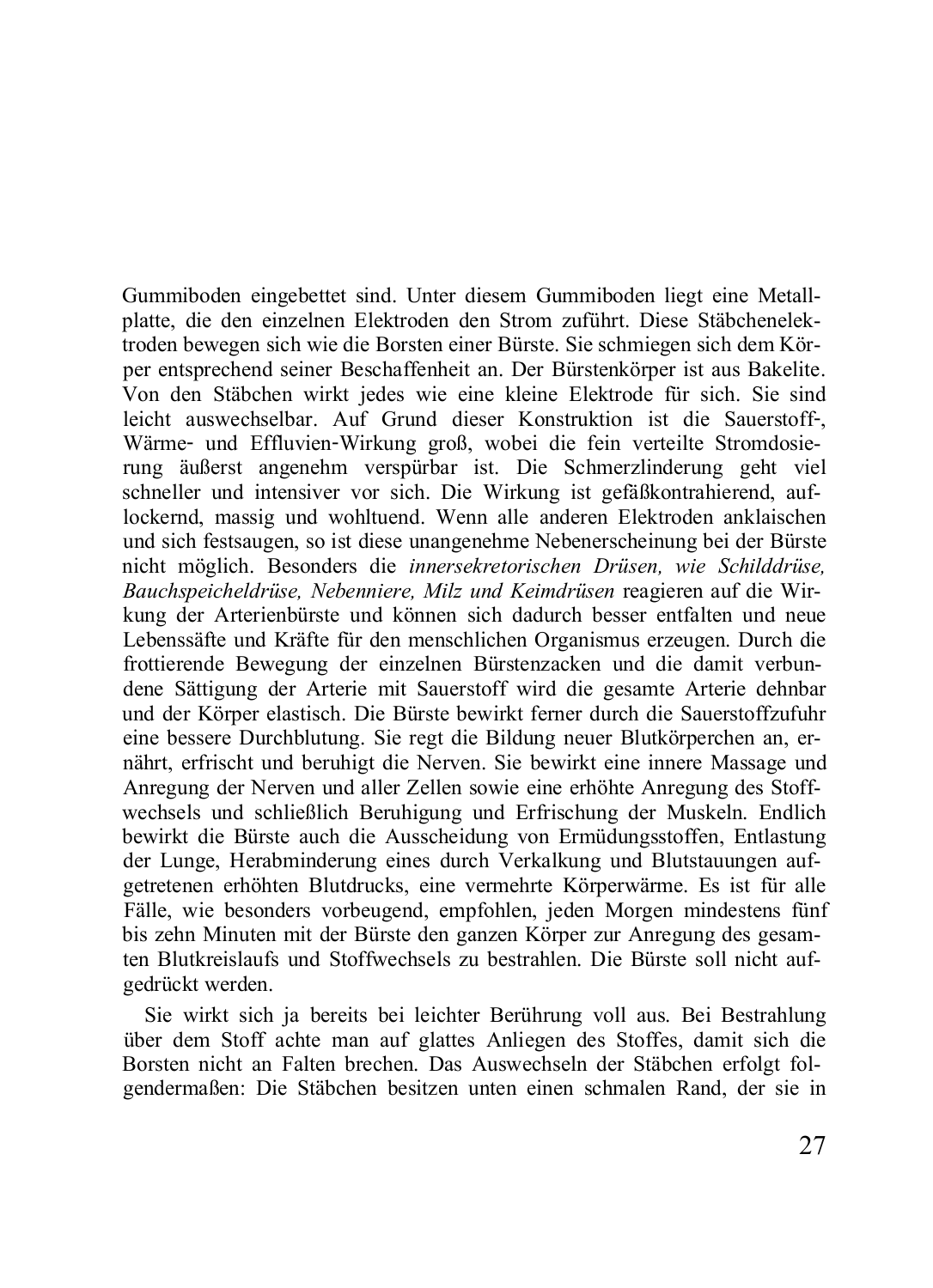Gummiboden eingebettet sind. Unter diesem Gummiboden liegt eine Metallplatte, die den einzelnen Elektroden den Strom zuführt. Diese Stäbchenelektroden bewegen sich wie die Borsten einer Bürste. Sie schmiegen sich dem Körper entsprechend seiner Beschaffenheit an. Der Bürstenkörper ist aus Bakelite. Von den Stäbchen wirkt jedes wie eine kleine Elektrode für sich. Sie sind leicht auswechselbar. Auf Grund dieser Konstruktion ist die Sauerstoff-, Wärme- und Effluvien-Wirkung groß, wobei die fein verteilte Stromdosierung äußerst angenehm verspürbar ist. Die Schmerzlinderung geht viel schneller und intensiver vor sich. Die Wirkung ist gefäßkontrahierend, auflockernd, massig und wohltuend. Wenn alle anderen Elektroden anklaischen und sich festsaugen, so ist diese unangenehme Nebenerscheinung bei der Bürste nicht möglich. Besonders die *innersekretorischen Drüsen, wie Schilddrüse, Bauchspeicheldrüse, Nebenniere, Milz und Keimdrüsen* reagieren auf die Wirkung der Arterienbürste und können sich dadurch besser entfalten und neue Lebenssäfte und Kräfte für den menschlichen Organismus erzeugen. Durch die frottierende Bewegung der einzelnen Bürstenzacken und die damit verbundene Sättigung der Arterie mit Sauerstoff wird die gesamte Arterie dehnbar und der Körper elastisch. Die Bürste bewirkt ferner durch die Sauerstoffzufuhr eine bessere Durchblutung. Sie regt die Bildung neuer Blutkörperchen an, ernährt, erfrischt und beruhigt die Nerven. Sie bewirkt eine innere Massage und Anregung der Nerven und aller Zellen sowie eine erhöhte Anregung des Stoffwechsels und schließlich Beruhigung und Erfrischung der Muskeln. Endlich bewirkt die Bürste auch die Ausscheidung von Ermüdungsstoffen, Entlastung der Lunge, Herabminderung eines durch Verkalkung und Blutstauungen aufgetretenen erhöhten Blutdrucks, eine vermehrte Körperwärme. Es ist für alle Fälle, wie besonders vorbeugend, empfohlen, jeden Morgen mindestens fünf bis zehn Minuten mit der Bürste den ganzen Körper zur Anregung des gesamten Blutkreislaufs und Stoffwechsels zu bestrahlen. Die Bürste soll nicht aufgedrückt werden.

Sie wirkt sich ja bereits bei leichter Berührung voll aus. Bei Bestrahlung über dem Stoff achte man auf glattes Anliegen des Stoffes, damit sich die Borsten nicht an Falten brechen. Das Auswechseln der Stäbchen erfolgt folgendermaßen: Die Stäbchen besitzen unten einen schmalen Rand, der sie in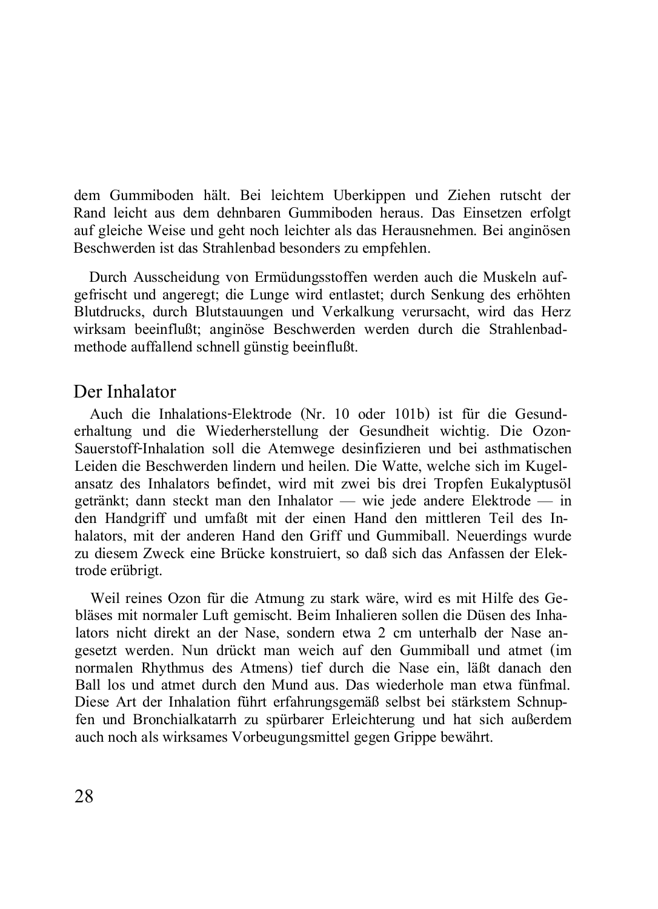dem Gummiboden hält. Bei leichtem Uberkippen und Ziehen rutscht der Rand leicht aus dem dehnbaren Gummiboden heraus. Das Einsetzen erfolgt auf gleiche Weise und geht noch leichter als das Herausnehmen. Bei anginösen Beschwerden ist das Strahlenbad besonders zu empfehlen.

Durch Ausscheidung von Ermüdungsstoffen werden auch die Muskeln aufgefrischt und angeregt; die Lunge wird entlastet; durch Senkung des erhöhten Blutdrucks, durch Blutstauungen und Verkalkung verursacht, wird das Herz wirksam beeinflußt; anginöse Beschwerden werden durch die Strahlenbadmethode auffallend schnell günstig beeinflußt.

## Der Inhalator

Auch die Inhalations-Elektrode (Nr. 10 oder 101b) ist für die Gesunderhaltung und die Wiederherstellung der Gesundheit wichtig. Die Ozon-Sauerstoff-Inhalation soll die Atemwege desinfizieren und bei asthmatischen Leiden die Beschwerden lindern und heilen. Die Watte, welche sich im Kugelansatz des Inhalators befindet, wird mit zwei bis drei Tropfen Eukalyptusöl getränkt; dann steckt man den Inhalator — wie jede andere Elektrode — in den Handgriff und umfaßt mit der einen Hand den mittleren Teil des Inhalators, mit der anderen Hand den Griff und Gummiball. Neuerdings wurde zu diesem Zweck eine Brücke konstruiert, so daß sich das Anfassen der Elektrode erübrigt.

Weil reines Ozon für die Atmung zu stark wäre, wird es mit Hilfe des Gebläses mit normaler Luft gemischt. Beim Inhalieren sollen die Düsen des Inhalators nicht direkt an der Nase, sondern etwa 2 cm unterhalb der Nase angesetzt werden. Nun drückt man weich auf den Gummiball und atmet (im normalen Rhythmus des Atmens) tief durch die Nase ein, läßt danach den Ball los und atmet durch den Mund aus. Das wiederhole man etwa fünfmal. Diese Art der Inhalation führt erfahrungsgemäß selbst bei stärkstem Schnupfen und Bronchialkatarrh zu spürbarer Erleichterung und hat sich außerdem auch noch als wirksames Vorbeugungsmittel gegen Grippe bewährt.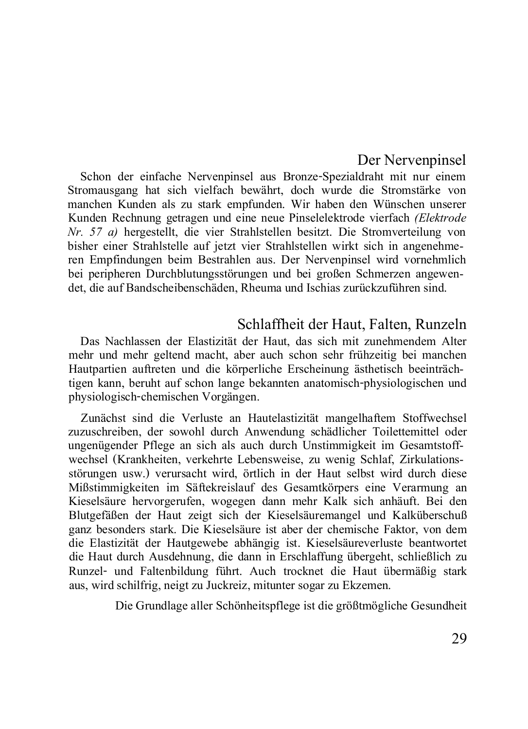## Der Nervenpinsel

Schon der einfache Nervenpinsel aus Bronze-Spezialdraht mit nur einem Stromausgang hat sich vielfach bewährt, doch wurde die Stromstärke von manchen Kunden als zu stark empfunden. Wir haben den Wünschen unserer Kunden Rechnung getragen und eine neue Pinselelektrode vierfach *(Elektrode Nr. 57 a)* hergestellt, die vier Strahlstellen besitzt. Die Stromverteilung von bisher einer Strahlstelle auf jetzt vier Strahlstellen wirkt sich in angenehmeren Empfindungen beim Bestrahlen aus. Der Nervenpinsel wird vornehmlich bei peripheren Durchblutungsstörungen und bei großen Schmerzen angewendet, die auf Bandscheibenschäden, Rheuma und Ischias zurückzuführen sind.

## Schlaffheit der Haut, Falten, Runzeln

Das Nachlassen der Elastizität der Haut, das sich mit zunehmendem Alter mehr und mehr geltend macht, aber auch schon sehr frühzeitig bei manchen Hautpartien auftreten und die körperliche Erscheinung ästhetisch beeinträchtigen kann, beruht auf schon lange bekannten anatomisch-physiologischen und physiologisch-chemischen Vorgängen.

Zunächst sind die Verluste an Hautelastizität mangelhaftem Stoffwechsel zuzuschreiben, der sowohl durch Anwendung schädlicher Toilettemittel oder ungenügender Pflege an sich als auch durch Unstimmigkeit im Gesamtstoffwechsel (Krankheiten, verkehrte Lebensweise, zu wenig Schlaf, Zirkulationsstörungen usw.) verursacht wird, örtlich in der Haut selbst wird durch diese Mißstimmigkeiten im Säftekreislauf des Gesamtkörpers eine Verarmung an Kieselsäure hervorgerufen, wogegen dann mehr Kalk sich anhäuft. Bei den Blutgefäßen der Haut zeigt sich der Kieselsäuremangel und Kalküberschuß ganz besonders stark. Die Kieselsäure ist aber der chemische Faktor, von dem die Elastizität der Hautgewebe abhängig ist. Kieselsäureverluste beantwortet die Haut durch Ausdehnung, die dann in Erschlaffung übergeht, schließlich zu Runzel- und Faltenbildung führt. Auch trocknet die Haut übermäßig stark aus, wird schilfrig, neigt zu Juckreiz, mitunter sogar zu Ekzemen.

Die Grundlage aller Schönheitspflege ist die größtmögliche Gesundheit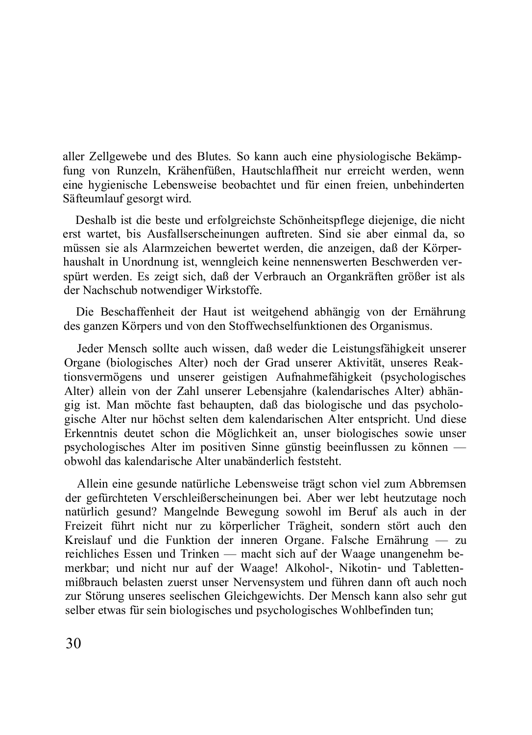aller Zellgewebe und des Blutes. So kann auch eine physiologische Bekämpfung von Runzeln, Krähenfüßen, Hautschlaffheit nur erreicht werden, wenn eine hygienische Lebensweise beobachtet und für einen freien, unbehinderten Säfteumlauf gesorgt wird.

Deshalb ist die beste und erfolgreichste Schönheitspflege diejenige, die nicht erst wartet, bis Ausfallserscheinungen auftreten. Sind sie aber einmal da, so müssen sie als Alarmzeichen bewertet werden, die anzeigen, daß der Körperhaushalt in Unordnung ist, wenngleich keine nennenswerten Beschwerden verspürt werden. Es zeigt sich, daß der Verbrauch an Organkräften größer ist als der Nachschub notwendiger Wirkstoffe.

Die Beschaffenheit der Haut ist weitgehend abhängig von der Ernährung des ganzen Körpers und von den Stoffwechselfunktionen des Organismus.

Jeder Mensch sollte auch wissen, daß weder die Leistungsfähigkeit unserer Organe (biologisches Alter) noch der Grad unserer Aktivität, unseres Reaktionsvermögens und unserer geistigen Aufnahmefähigkeit (psychologisches Alter) allein von der Zahl unserer Lebensjahre (kalendarisches Alter) abhängig ist. Man möchte fast behaupten, daß das biologische und das psychologische Alter nur höchst selten dem kalendarischen Alter entspricht. Und diese Erkenntnis deutet schon die Möglichkeit an, unser biologisches sowie unser psychologisches Alter im positiven Sinne günstig beeinflussen zu können — obwohl das kalendarische Alter unabänderlich feststeht.

Allein eine gesunde natürliche Lebensweise trägt schon viel zum Abbremsen der gefürchteten Verschleißerscheinungen bei. Aber wer lebt heutzutage noch natürlich gesund? Mangelnde Bewegung sowohl im Beruf als auch in der Freizeit führt nicht nur zu körperlicher Trägheit, sondern stört auch den Kreislauf und die Funktion der inneren Organe. Falsche Ernährung — zu reichliches Essen und Trinken — macht sich auf der Waage unangenehm bemerkbar; und nicht nur auf der Waage! Alkohol-, Nikotin- und Tablettenmißbrauch belasten zuerst unser Nervensystem und führen dann oft auch noch zur Störung unseres seelischen Gleichgewichts. Der Mensch kann also sehr gut selber etwas für sein biologisches und psychologisches Wohlbefinden tun;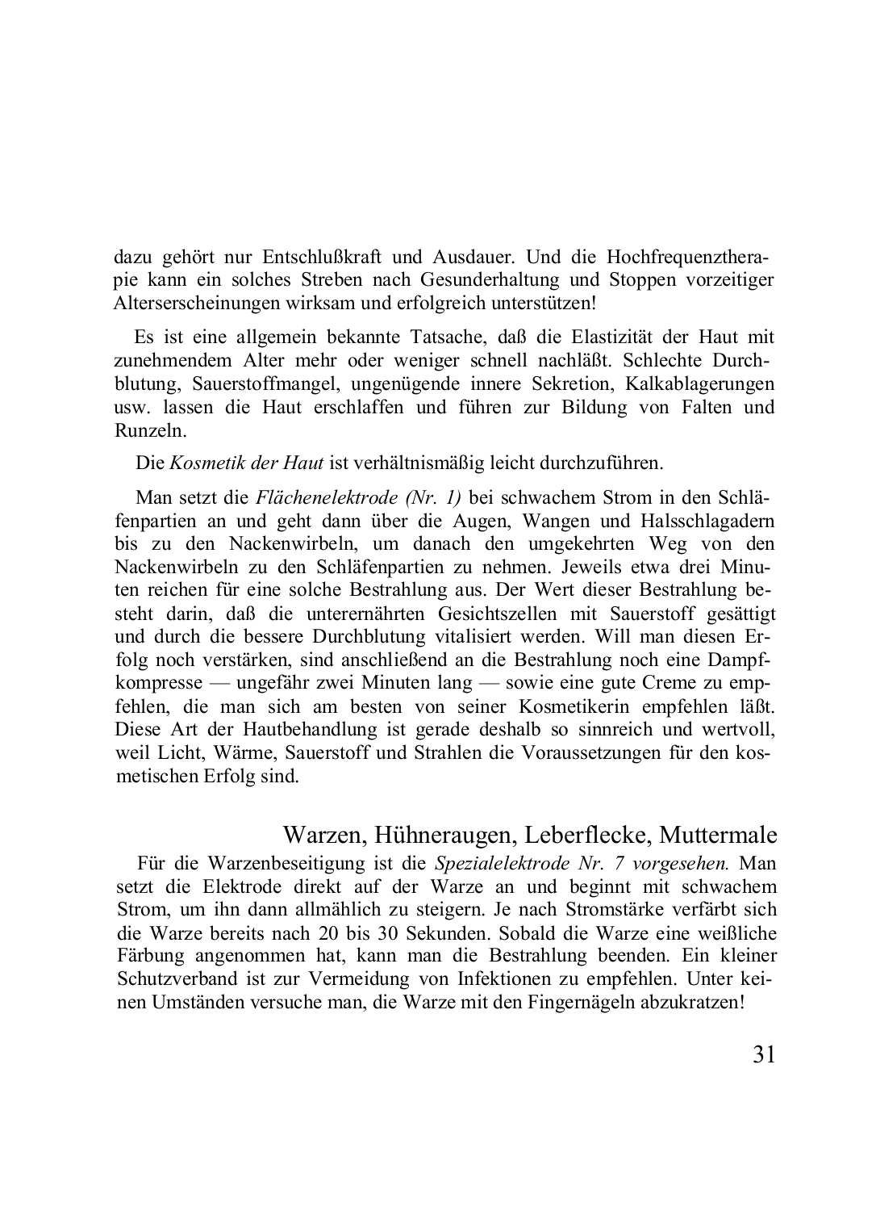dazu gehört nur Entschlußkraft und Ausdauer. Und die Hochfrequenztherapie kann ein solches Streben nach Gesunderhaltung und Stoppen vorzeitiger Alterserscheinungen wirksam und erfolgreich unterstützen!

Es ist eine allgemein bekannte Tatsache, daß die Elastizität der Haut mit zunehmendem Alter mehr oder weniger schnell nachläßt. Schlechte Durchblutung, Sauerstoffmangel, ungenügende innere Sekretion, Kalkablagerungen usw. lassen die Haut erschlaffen und führen zur Bildung von Falten und Runzeln.

Die *Kosmetik der Haut* ist verhältnismäßig leicht durchzuführen.

Man setzt die *Flächenelektrode (Nr. 1)* bei schwachem Strom in den Schläfenpartien an und geht dann über die Augen, Wangen und Halsschlagadern bis zu den Nackenwirbeln, um danach den umgekehrten Weg von den Nackenwirbeln zu den Schläfenpartien zu nehmen. Jeweils etwa drei Minuten reichen für eine solche Bestrahlung aus. Der Wert dieser Bestrahlung besteht darin, daß die unterernährten Gesichtszellen mit Sauerstoff gesättigt und durch die bessere Durchblutung vitalisiert werden. Will man diesen Erfolg noch verstärken, sind anschließend an die Bestrahlung noch eine Dampfkompresse — ungefähr zwei Minuten lang — sowie eine gute Creme zu empfehlen, die man sich am besten von seiner Kosmetikerin empfehlen läßt. Diese Art der Hautbehandlung ist gerade deshalb so sinnreich und wertvoll, weil Licht, Wärme, Sauerstoff und Strahlen die Voraussetzungen für den kosmetischen Erfolg sind.

## Warzen, Hühneraugen, Leberflecke, Muttermale

Für die Warzenbeseitigung ist die *Spezialelektrode Nr. 7 vorgesehen.* Man setzt die Elektrode direkt auf der Warze an und beginnt mit schwachem Strom, um ihn dann allmählich zu steigern. Je nach Stromstärke verfärbt sich die Warze bereits nach 20 bis 30 Sekunden. Sobald die Warze eine weißliche Färbung angenommen hat, kann man die Bestrahlung beenden. Ein kleiner Schutzverband ist zur Vermeidung von Infektionen zu empfehlen. Unter keinen Umständen versuche man, die Warze mit den Fingernägeln abzukratzen!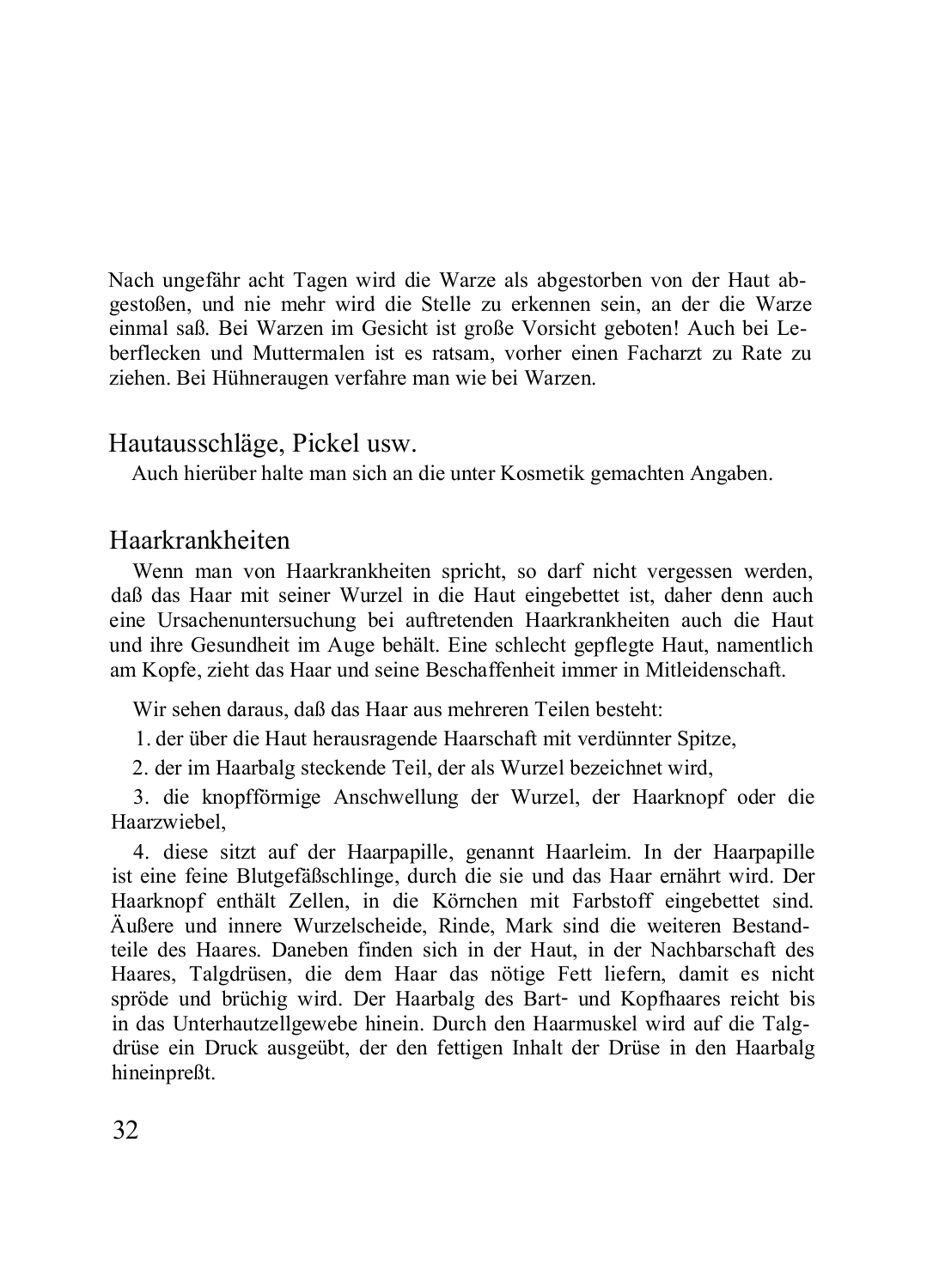Nach ungefähr acht Tagen wird die Warze als abgestorben von der Haut abgestoßen, und nie mehr wird die Stelle zu erkennen sein, an der die Warze einmal saß. Bei Warzen im Gesicht ist große Vorsicht geboten! Auch bei Leberflecken und Muttermalen ist es ratsam, vorher einen Facharzt zu Rate zu ziehen. Bei Hühneraugen verfahre man wie bei Warzen.

## Hautausschläge, Pickel usw.

Auch hierüber halte man sich an die unter Kosmetik gemachten Angaben.

## Haarkrankheiten

Wenn man von Haarkrankheiten spricht, so darf nicht vergessen werden, daß das Haar mit seiner Wurzel in die Haut eingebettet ist, daher denn auch eine Ursachenuntersuchung bei auftretenden Haarkrankheiten auch die Haut und ihre Gesundheit im Auge behält. Eine schlecht gepflegte Haut, namentlich am Kopfe, zieht das Haar und seine Beschaffenheit immer in Mitleidenschaft.

Wir sehen daraus, daß das Haar aus mehreren Teilen besteht:

1. der über die Haut herausragende Haarschaft mit verdünnter Spitze,
2. der im Haarbalg steckende Teil, der als Wurzel bezeichnet wird,
3. die knopfförmige Anschwellung der Wurzel, der Haarknopf oder die Haarzwiebel,
4. diese sitzt auf der Haarpapille, genannt Haarleim. In der Haarpapille ist eine feine Blutgefäßschlinge, durch die sie und das Haar ernährt wird. Der Haarknopf enthält Zellen, in die Körnchen mit Farbstoff eingebettet sind. Äußere und innere Wurzelscheide, Rinde, Mark sind die weiteren Bestandteile des Haares. Daneben finden sich in der Haut, in der Nachbarschaft des Haares, Talgdrüsen, die dem Haar das nötige Fett liefern, damit es nicht spröde und brüchig wird. Der Haarbalg des Bart- und Kopfhaares reicht bis in das Unterhautzellgewebe hinein. Durch den Haarmuskel wird auf die Talgdrüse ein Druck ausgeübt, der den fettigen Inhalt der Drüse in den Haarbalg hineinpreßt.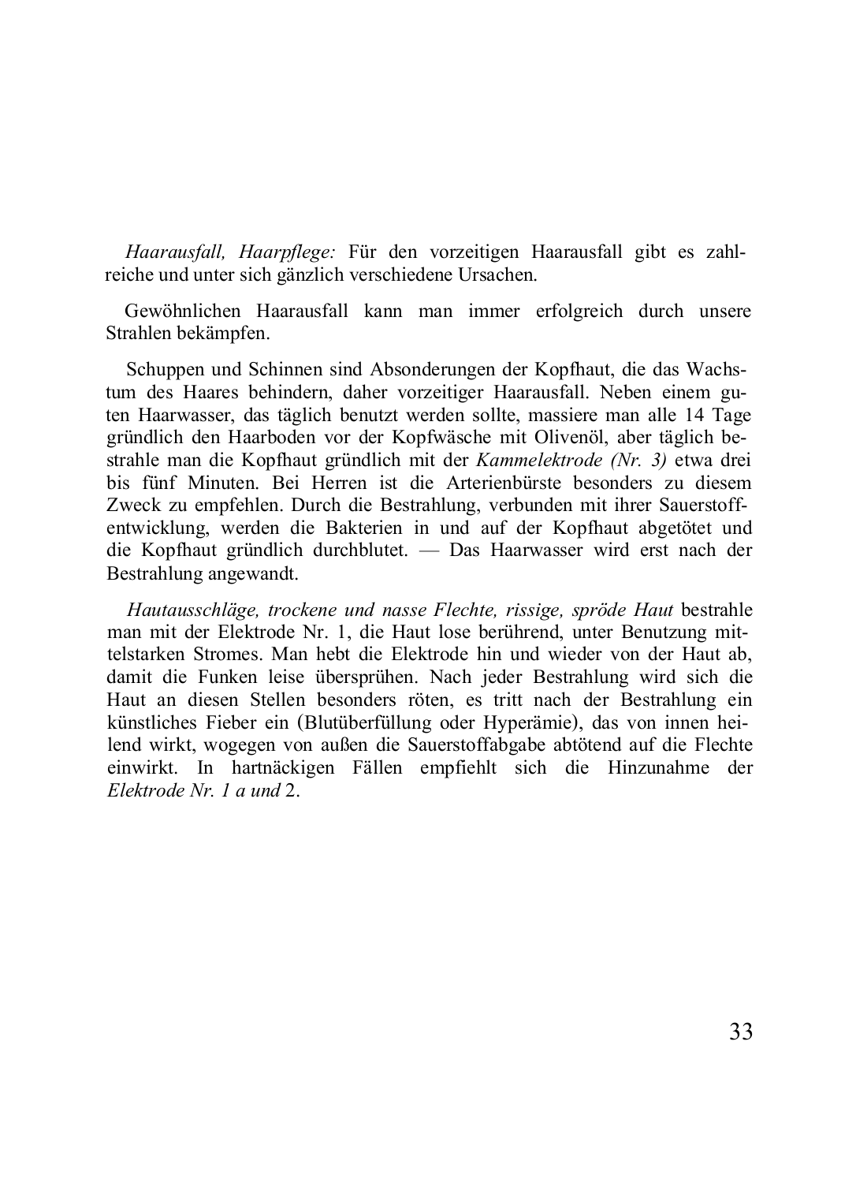*Haarausfall, Haarpflege:* Für den vorzeitigen Haarausfall gibt es zahlreiche und unter sich gänzlich verschiedene Ursachen.

Gewöhnlichen Haarausfall kann man immer erfolgreich durch unsere Strahlen bekämpfen.

Schuppen und Schinnen sind Absonderungen der Kopfhaut, die das Wachstum des Haares behindern, daher vorzeitiger Haarausfall. Neben einem guten Haarwasser, das täglich benutzt werden sollte, massiere man alle 14 Tage gründlich den Haarboden vor der Kopfwäsche mit Olivenöl, aber täglich bestrahle man die Kopfhaut gründlich mit der *Kammelektrode (Nr. 3)* etwa drei bis fünf Minuten. Bei Herren ist die Arterienbürste besonders zu diesem Zweck zu empfehlen. Durch die Bestrahlung, verbunden mit ihrer Sauerstoffentwicklung, werden die Bakterien in und auf der Kopfhaut abgetötet und die Kopfhaut gründlich durchblutet. — Das Haarwasser wird erst nach der Bestrahlung angewandt.

*Hautausschläge, trockene und nasse Flechte, rissige, spröde Haut* bestrahle man mit der Elektrode Nr. 1, die Haut lose berührend, unter Benutzung mittelstarken Stromes. Man hebt die Elektrode hin und wieder von der Haut ab, damit die Funken leise übersprühen. Nach jeder Bestrahlung wird sich die Haut an diesen Stellen besonders röten, es tritt nach der Bestrahlung ein künstliches Fieber ein (Blutüberfüllung oder Hyperämie), das von innen heilend wirkt, wogegen von außen die Sauerstoffabgabe abtötend auf die Flechte einwirkt. In hartnäckigen Fällen empfiehlt sich die Hinzunahme der *Elektrode Nr. 1 a und* 2.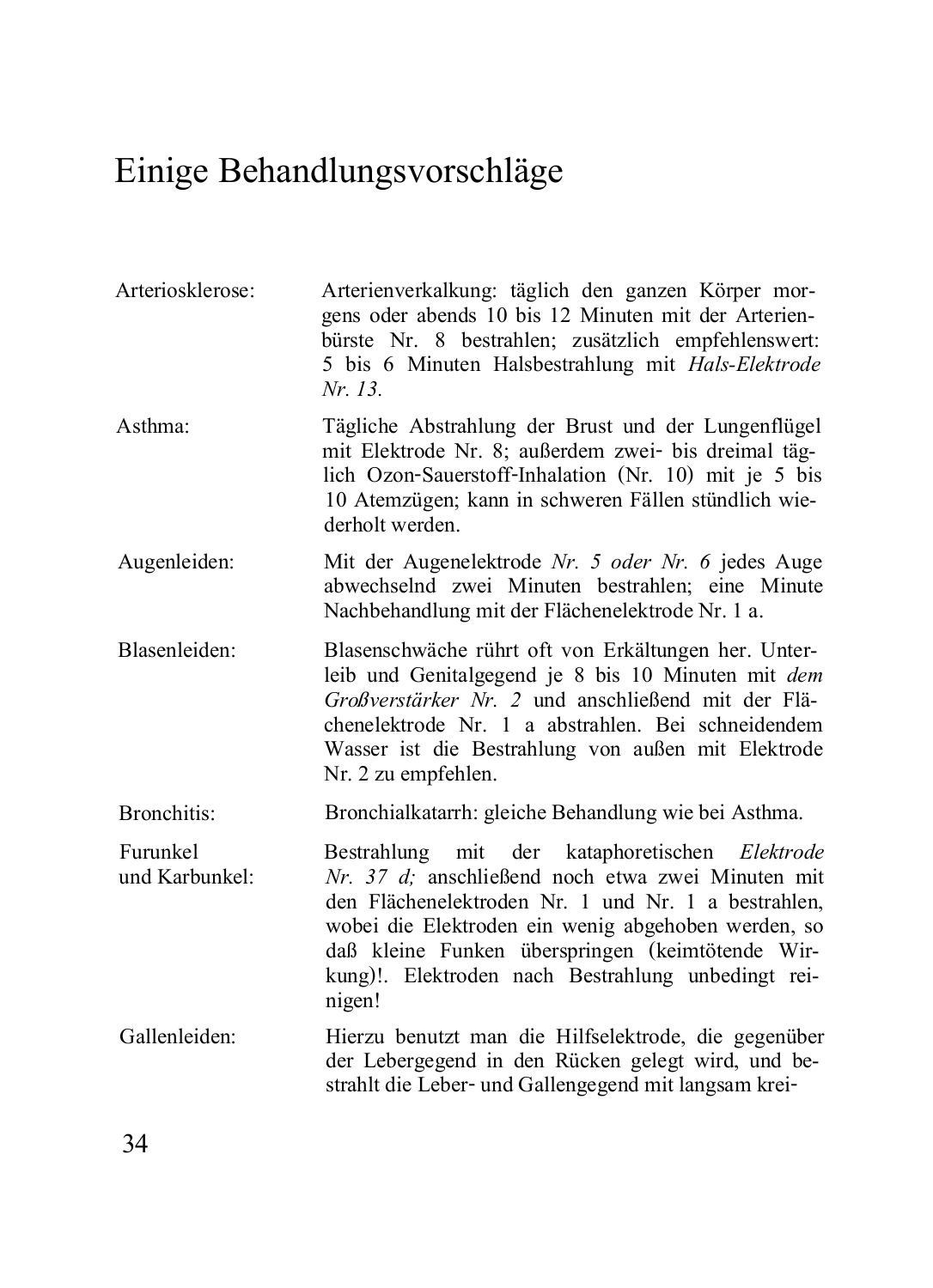# Einige Behandlungsvorschläge

**Arteriosklerose:** Arterienverkalkung: täglich den ganzen Körper morgens oder abends 10 bis 12 Minuten mit der Arterienbürste Nr. 8 bestrahlen; zusätzlich empfehlenswert: 5 bis 6 Minuten Halsbestrahlung mit *Hals-Elektrode Nr. 13.*

**Asthma:** Tägliche Abstrahlung der Brust und der Lungenflügel mit Elektrode Nr. 8; außerdem zwei- bis dreimal täglich Ozon-Sauerstoff-Inhalation (Nr. 10) mit je 5 bis 10 Atemzügen; kann in schweren Fällen stündlich wiederholt werden.

**Augenleiden:** Mit der Augenelektrode *Nr. 5 oder Nr. 6* jedes Auge abwechselnd zwei Minuten bestrahlen; eine Minute Nachbehandlung mit der Flächenelektrode Nr. 1 a.

**Blasenleiden:** Blasenschwäche rührt oft von Erkältungen her. Unterleib und Genitalgegend je 8 bis 10 Minuten mit *dem Großverstärker Nr. 2* und anschließend mit der Flächenelektrode Nr. 1 a abstrahlen. Bei schneidendem Wasser ist die Bestrahlung von außen mit Elektrode Nr. 2 zu empfehlen.

**Bronchitis:** Bronchialkatarrh: gleiche Behandlung wie bei Asthma.

**Furunkel und Karbunkel:** Bestrahlung mit der kataphoretischen *Elektrode Nr. 37 d;* anschließend noch etwa zwei Minuten mit den Flächenelektroden Nr. 1 und Nr. 1 a bestrahlen, wobei die Elektroden ein wenig abgehoben werden, so daß kleine Funken überspringen (keimtötende Wirkung)!. Elektroden nach Bestrahlung unbedingt reinigen!

**Gallenleiden:** Hierzu benutzt man die Hilfselektrode, die gegenüber der Lebergegend in den Rücken gelegt wird, und bestrahlt die Leber- und Gallengegend mit langsam krei-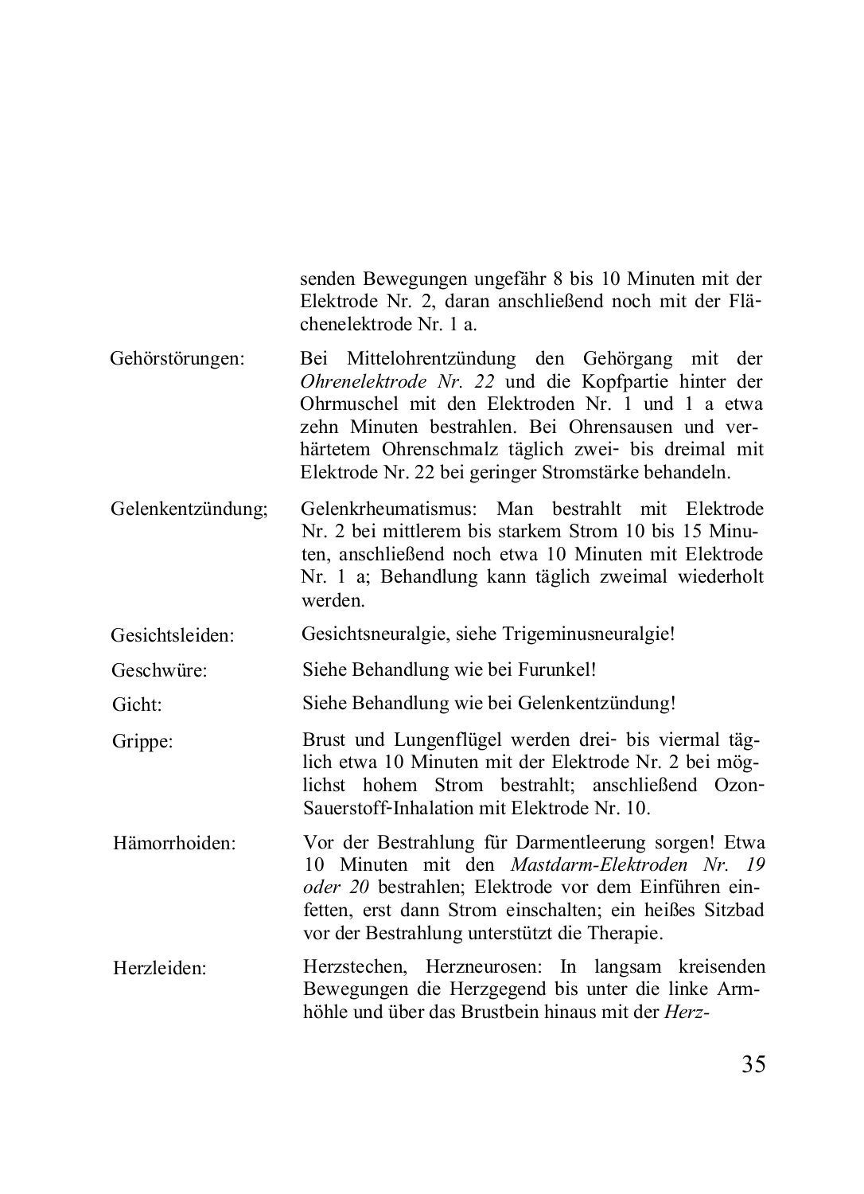senden Bewegungen ungefähr 8 bis 10 Minuten mit der Elektrode Nr. 2, daran anschließend noch mit der Flächenelektrode Nr. 1 a.

**Gehörstörungen:** Bei Mittelohrentzündung den Gehörgang mit der *Ohrenelektrode Nr. 22* und die Kopfpartie hinter der Ohrmuschel mit den Elektroden Nr. 1 und 1 a etwa zehn Minuten bestrahlen. Bei Ohrensausen und verhärtetem Ohrenschmalz täglich zwei- bis dreimal mit Elektrode Nr. 22 bei geringer Stromstärke behandeln.

**Gelenkentzündung;** Gelenkrheumatismus: Man bestrahlt mit Elektrode Nr. 2 bei mittlerem bis starkem Strom 10 bis 15 Minuten, anschließend noch etwa 10 Minuten mit Elektrode Nr. 1 a; Behandlung kann täglich zweimal wiederholt werden.

**Gesichtsleiden:** Gesichtsneuralgie, siehe Trigeminusneuralgie!

**Geschwüre:** Siehe Behandlung wie bei Furunkel!

**Gicht:** Siehe Behandlung wie bei Gelenkentzündung!

**Grippe:** Brust und Lungenflügel werden drei- bis viermal täglich etwa 10 Minuten mit der Elektrode Nr. 2 bei möglichst hohem Strom bestrahlt; anschließend Ozon-Sauerstoff-Inhalation mit Elektrode Nr. 10.

**Hämorrhoiden:** Vor der Bestrahlung für Darmentleerung sorgen! Etwa 10 Minuten mit den *Mastdarm-Elektroden Nr. 19 oder 20* bestrahlen; Elektrode vor dem Einführen einfetten, erst dann Strom einschalten; ein heißes Sitzbad vor der Bestrahlung unterstützt die Therapie.

**Herzleiden:** Herzstechen, Herzneurosen: In langsam kreisenden Bewegungen die Herzgegend bis unter die linke Armhöhle und über das Brustbein hinaus mit der *Herz-*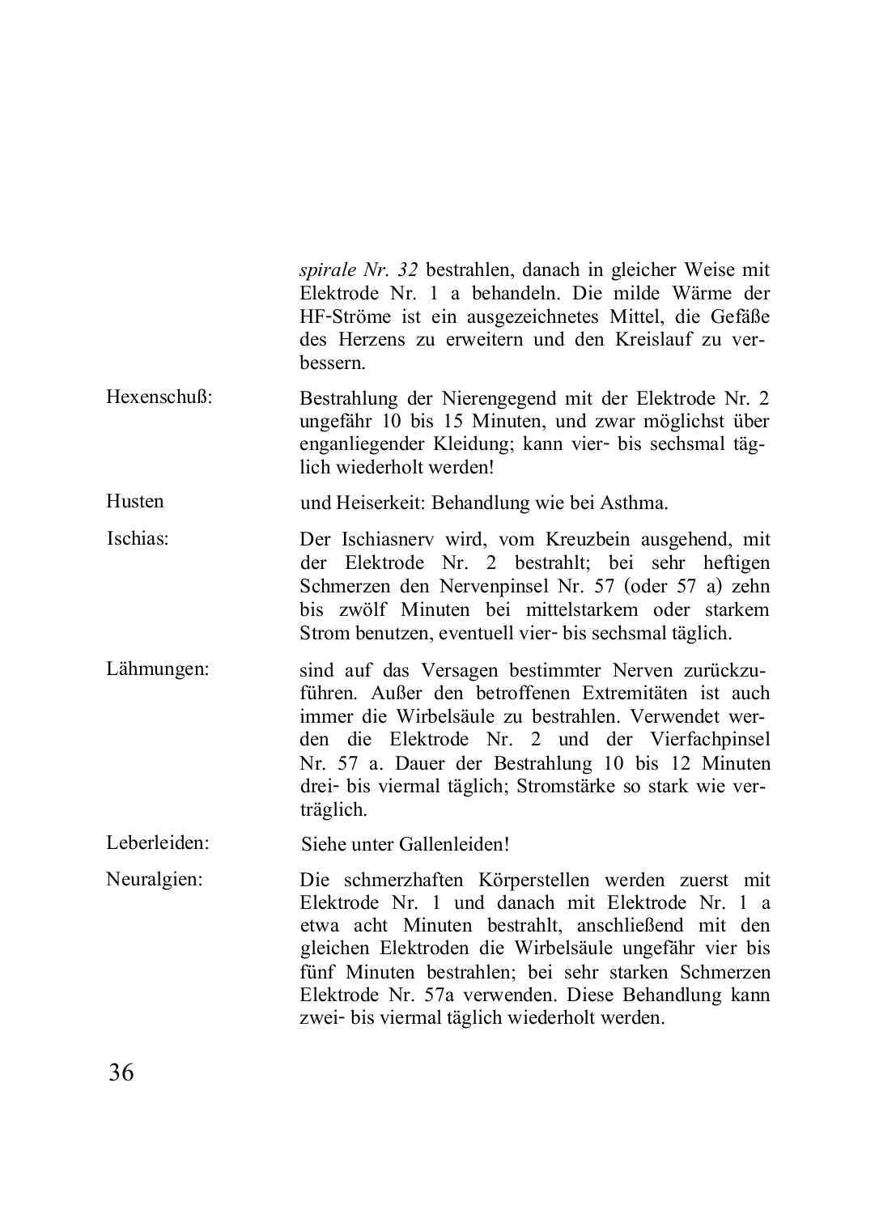*spirale Nr. 32* bestrahlen, danach in gleicher Weise mit Elektrode Nr. 1 a behandeln. Die milde Wärme der HF-Ströme ist ein ausgezeichnetes Mittel, die Gefäße des Herzens zu erweitern und den Kreislauf zu verbessern.

Hexenschuß: Bestrahlung der Nierengegend mit der Elektrode Nr. 2 ungefähr 10 bis 15 Minuten, und zwar möglichst über enganliegender Kleidung; kann vier- bis sechsmal täglich wiederholt werden!

Husten und Heiserkeit: Behandlung wie bei Asthma.

Ischias: Der Ischiasnerv wird, vom Kreuzbein ausgehend, mit der Elektrode Nr. 2 bestrahlt; bei sehr heftigen Schmerzen den Nervenpinsel Nr. 57 (oder 57 a) zehn bis zwölf Minuten bei mittelstarkem oder starkem Strom benutzen, eventuell vier- bis sechsmal täglich.

Lähmungen: sind auf das Versagen bestimmter Nerven zurückzuführen. Außer den betroffenen Extremitäten ist auch immer die Wirbelsäule zu bestrahlen. Verwendet werden die Elektrode Nr. 2 und der Vierfachpinsel Nr. 57 a. Dauer der Bestrahlung 10 bis 12 Minuten drei- bis viermal täglich; Stromstärke so stark wie verträglich.

Leberleiden: Siehe unter Gallenleiden!

Neuralgien: Die schmerzhaften Körperstellen werden zuerst mit Elektrode Nr. 1 und danach mit Elektrode Nr. 1 a etwa acht Minuten bestrahlt, anschließend mit den gleichen Elektroden die Wirbelsäule ungefähr vier bis fünf Minuten bestrahlen; bei sehr starken Schmerzen Elektrode Nr. 57a verwenden. Diese Behandlung kann zwei- bis viermal täglich wiederholt werden.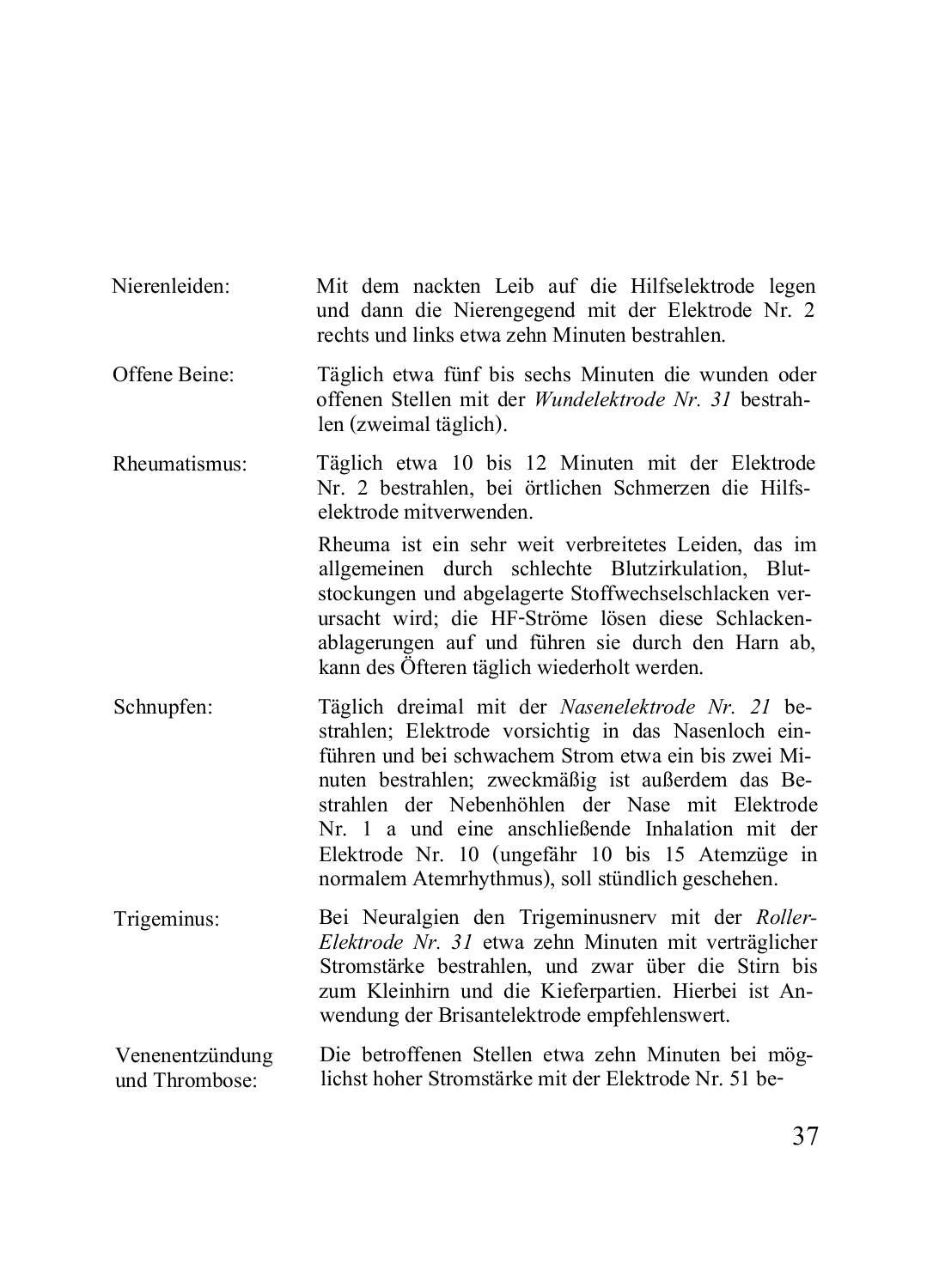**Nierenleiden:** Mit dem nackten Leib auf die Hilfselektrode legen und dann die Nierengegend mit der Elektrode Nr. 2 rechts und links etwa zehn Minuten bestrahlen.

**Offene Beine:** Täglich etwa fünf bis sechs Minuten die wunden oder offenen Stellen mit der *Wundelektrode Nr. 31* bestrahlen (zweimal täglich).

**Rheumatismus:** Täglich etwa 10 bis 12 Minuten mit der Elektrode Nr. 2 bestrahlen, bei örtlichen Schmerzen die Hilfselektrode mitverwenden.

Rheuma ist ein sehr weit verbreitetes Leiden, das im allgemeinen durch schlechte Blutzirkulation, Blutstockungen und abgelagerte Stoffwechselschlacken verursacht wird; die HF-Ströme lösen diese Schlackenablagerungen auf und führen sie durch den Harn ab, kann des Öfteren täglich wiederholt werden.

**Schnupfen:** Täglich dreimal mit der *Nasenelektrode Nr. 21* bestrahlen; Elektrode vorsichtig in das Nasenloch einführen und bei schwachem Strom etwa ein bis zwei Minuten bestrahlen; zweckmäßig ist außerdem das Bestrahlen der Nebenhöhlen der Nase mit Elektrode Nr. 1 a und eine anschließende Inhalation mit der Elektrode Nr. 10 (ungefähr 10 bis 15 Atemzüge in normalem Atemrhythmus), soll stündlich geschehen.

**Trigeminus:** Bei Neuralgien den Trigeminusnerv mit der *Roller-Elektrode Nr. 31* etwa zehn Minuten mit verträglicher Stromstärke bestrahlen, und zwar über die Stirn bis zum Kleinhirn und die Kieferpartien. Hierbei ist Anwendung der Brisantelektrode empfehlenswert.

**Venenentzündung und Thrombose:** Die betroffenen Stellen etwa zehn Minuten bei möglichst hoher Stromstärke mit der Elektrode Nr. 51 be-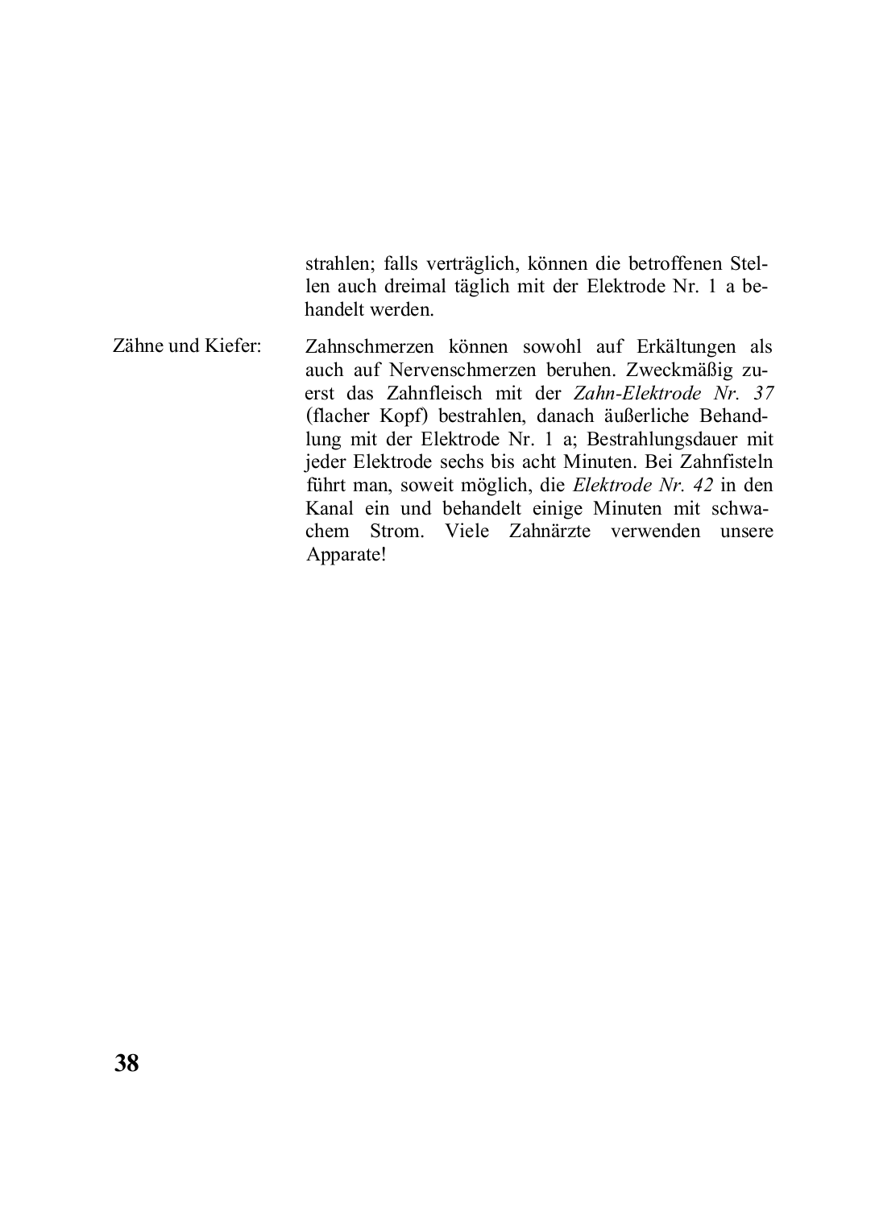strahlen; falls verträglich, können die betroffenen Stellen auch dreimal täglich mit der Elektrode Nr. 1 a behandelt werden.

Zähne und Kiefer: Zahnschmerzen können sowohl auf Erkältungen als auch auf Nervenschmerzen beruhen. Zweckmäßig zuerst das Zahnfleisch mit der *Zahn-Elektrode Nr. 37* (flacher Kopf) bestrahlen, danach äußerliche Behandlung mit der Elektrode Nr. 1 a; Bestrahlungsdauer mit jeder Elektrode sechs bis acht Minuten. Bei Zahnfisteln führt man, soweit möglich, die *Elektrode Nr. 42* in den Kanal ein und behandelt einige Minuten mit schwachem Strom. Viele Zahnärzte verwenden unsere Apparate!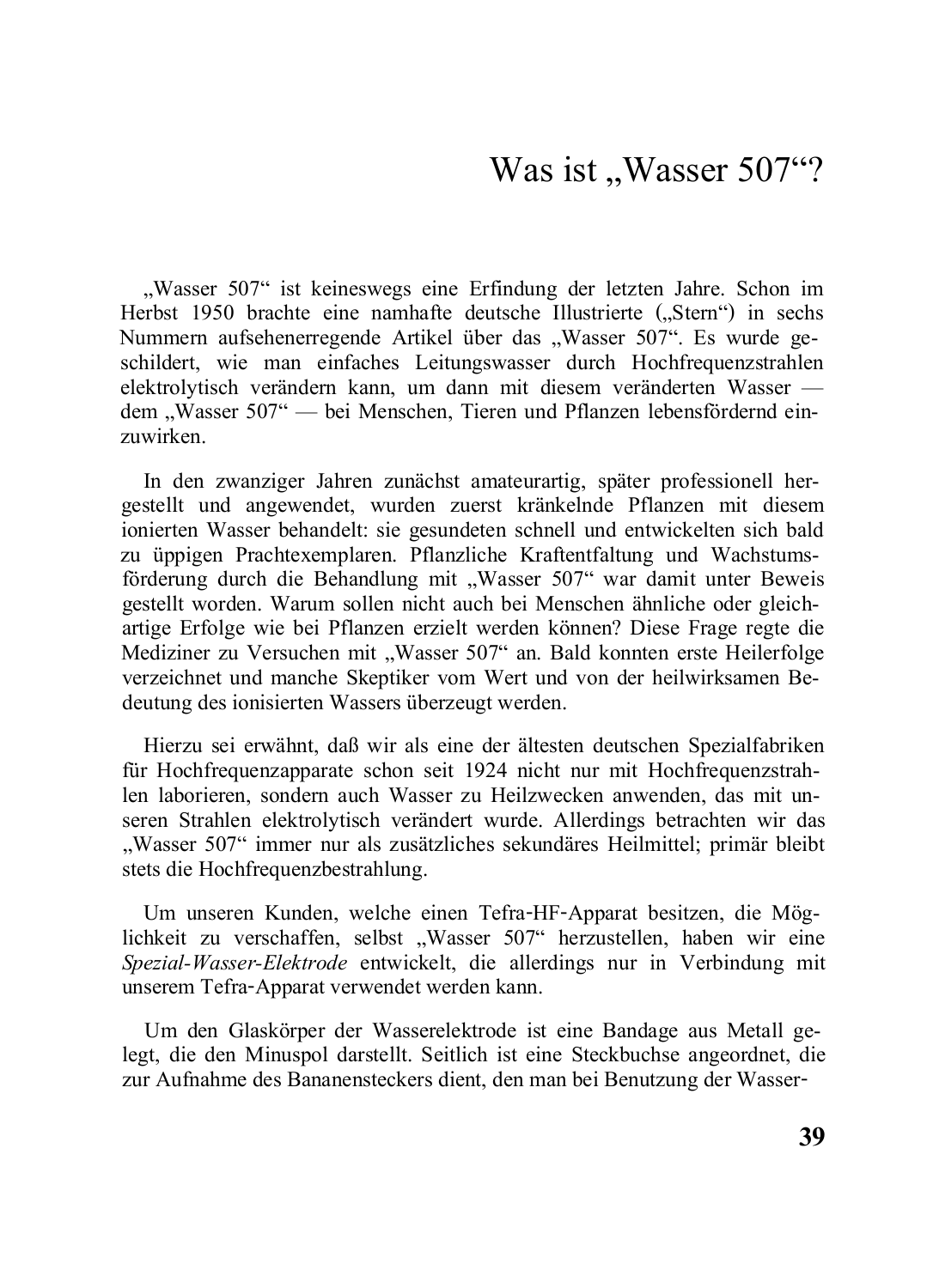# Was ist „Wasser 507"?

„Wasser 507" ist keineswegs eine Erfindung der letzten Jahre. Schon im Herbst 1950 brachte eine namhafte deutsche Illustrierte („Stern") in sechs Nummern aufsehenerregende Artikel über das „Wasser 507". Es wurde geschildert, wie man einfaches Leitungswasser durch Hochfrequenzstrahlen elektrolytisch verändern kann, um dann mit diesem veränderten Wasser — dem „Wasser 507" — bei Menschen, Tieren und Pflanzen lebensfördernd einzuwirken.

In den zwanziger Jahren zunächst amateurartig, später professionell hergestellt und angewendet, wurden zuerst kränkelnde Pflanzen mit diesem ionierten Wasser behandelt: sie gesundeten schnell und entwickelten sich bald zu üppigen Prachtexemplaren. Pflanzliche Kraftentfaltung und Wachstumsförderung durch die Behandlung mit „Wasser 507" war damit unter Beweis gestellt worden. Warum sollen nicht auch bei Menschen ähnliche oder gleichartige Erfolge wie bei Pflanzen erzielt werden können? Diese Frage regte die Mediziner zu Versuchen mit „Wasser 507" an. Bald konnten erste Heilerfolge verzeichnet und manche Skeptiker vom Wert und von der heilwirksamen Bedeutung des ionisierten Wassers überzeugt werden.

Hierzu sei erwähnt, daß wir als eine der ältesten deutschen Spezialfabriken für Hochfrequenzapparate schon seit 1924 nicht nur mit Hochfrequenzstrahlen laborieren, sondern auch Wasser zu Heilzwecken anwenden, das mit unseren Strahlen elektrolytisch verändert wurde. Allerdings betrachten wir das „Wasser 507" immer nur als zusätzliches sekundäres Heilmittel; primär bleibt stets die Hochfrequenzbestrahlung.

Um unseren Kunden, welche einen Tefra-HF-Apparat besitzen, die Möglichkeit zu verschaffen, selbst „Wasser 507" herzustellen, haben wir eine *Spezial-Wasser-Elektrode* entwickelt, die allerdings nur in Verbindung mit unserem Tefra-Apparat verwendet werden kann.

Um den Glaskörper der Wasserelektrode ist eine Bandage aus Metall gelegt, die den Minuspol darstellt. Seitlich ist eine Steckbuchse angeordnet, die zur Aufnahme des Bananensteckers dient, den man bei Benutzung der Wasser-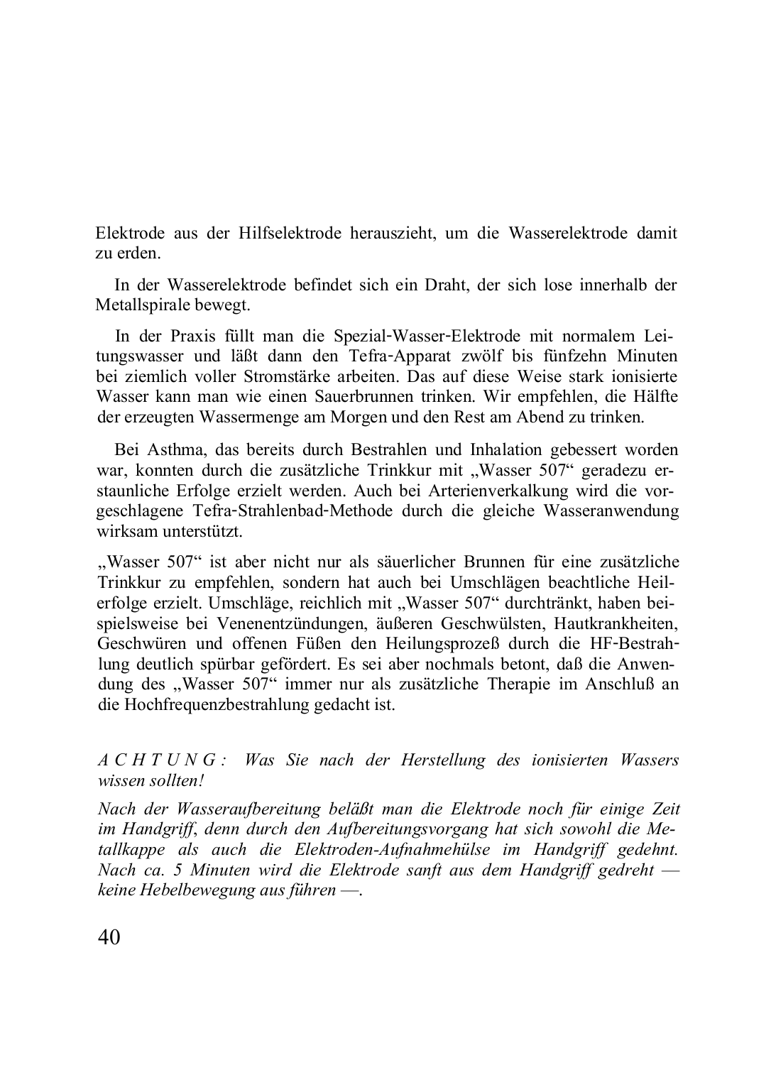Elektrode aus der Hilfselektrode herauszieht, um die Wasserelektrode damit zu erden.

In der Wasserelektrode befindet sich ein Draht, der sich lose innerhalb der Metallspirale bewegt.

In der Praxis füllt man die Spezial-Wasser-Elektrode mit normalem Leitungswasser und läßt dann den Tefra-Apparat zwölf bis fünfzehn Minuten bei ziemlich voller Stromstärke arbeiten. Das auf diese Weise stark ionisierte Wasser kann man wie einen Sauerbrunnen trinken. Wir empfehlen, die Hälfte der erzeugten Wassermenge am Morgen und den Rest am Abend zu trinken.

Bei Asthma, das bereits durch Bestrahlen und Inhalation gebessert worden war, konnten durch die zusätzliche Trinkkur mit „Wasser 507" geradezu erstaunliche Erfolge erzielt werden. Auch bei Arterienverkalkung wird die vorgeschlagene Tefra-Strahlenbad-Methode durch die gleiche Wasseranwendung wirksam unterstützt.

„Wasser 507" ist aber nicht nur als säuerlicher Brunnen für eine zusätzliche Trinkkur zu empfehlen, sondern hat auch bei Umschlägen beachtliche Heilerfolge erzielt. Umschläge, reichlich mit „Wasser 507" durchtränkt, haben beispielsweise bei Venenentzündungen, äußeren Geschwülsten, Hautkrankheiten, Geschwüren und offenen Füßen den Heilungsprozeß durch die HF-Bestrahlung deutlich spürbar gefördert. Es sei aber nochmals betont, daß die Anwendung des „Wasser 507" immer nur als zusätzliche Therapie im Anschluß an die Hochfrequenzbestrahlung gedacht ist.

*A C H T U N G : Was Sie nach der Herstellung des ionisierten Wassers wissen sollten!*

*Nach der Wasseraufbereitung beläßt man die Elektrode noch für einige Zeit im Handgriff, denn durch den Aufbereitungsvorgang hat sich sowohl die Metallkappe als auch die Elektroden-Aufnahmehülse im Handgriff gedehnt. Nach ca. 5 Minuten wird die Elektrode sanft aus dem Handgriff gedreht — keine Hebelbewegung aus führen —.*